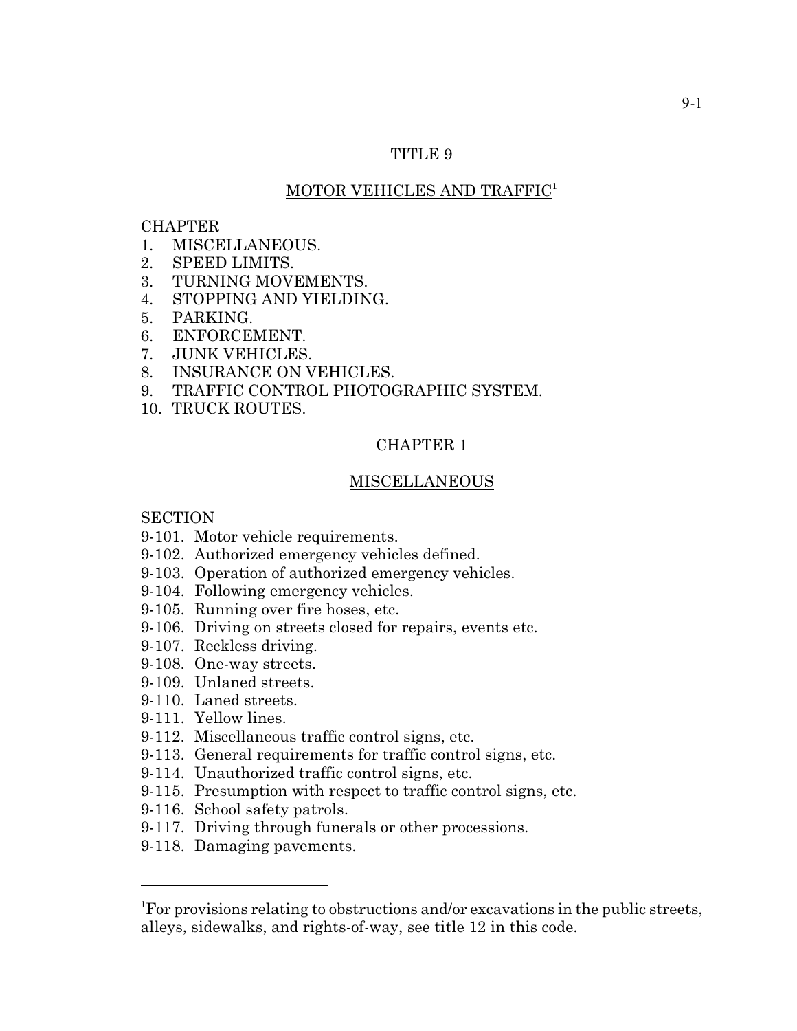# TITLE 9

## MOTOR VEHICLES AND TRAFFIC[1]

CHAPTER
1. MISCELLANEOUS.
2. SPEED LIMITS.
3. TURNING MOVEMENTS.
4. STOPPING AND YIELDING.
5. PARKING.
6. ENFORCEMENT.
7. JUNK VEHICLES.
8. INSURANCE ON VEHICLES.
9. TRAFFIC CONTROL PHOTOGRAPHIC SYSTEM.
10. TRUCK ROUTES.

## CHAPTER 1

## MISCELLANEOUS

SECTION
- 9-101. Motor vehicle requirements.
- 9-102. Authorized emergency vehicles defined.
- 9-103. Operation of authorized emergency vehicles.
- 9-104. Following emergency vehicles.
- 9-105. Running over fire hoses, etc.
- 9-106. Driving on streets closed for repairs, events etc.
- 9-107. Reckless driving.
- 9-108. One-way streets.
- 9-109. Unlaned streets.
- 9-110. Laned streets.
- 9-111. Yellow lines.
- 9-112. Miscellaneous traffic control signs, etc.
- 9-113. General requirements for traffic control signs, etc.
- 9-114. Unauthorized traffic control signs, etc.
- 9-115. Presumption with respect to traffic control signs, etc.
- 9-116. School safety patrols.
- 9-117. Driving through funerals or other processions.
- 9-118. Damaging pavements.

---

[1]For provisions relating to obstructions and/or excavations in the public streets, alleys, sidewalks, and rights-of-way, see title 12 in this code.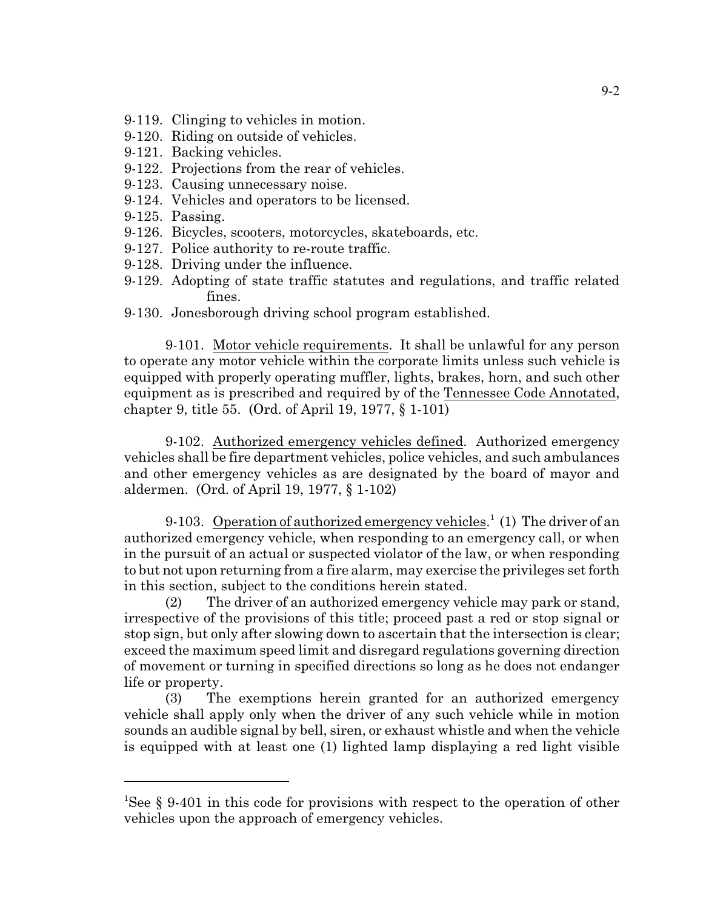9-119. Clinging to vehicles in motion.
9-120. Riding on outside of vehicles.
9-121. Backing vehicles.
9-122. Projections from the rear of vehicles.
9-123. Causing unnecessary noise.
9-124. Vehicles and operators to be licensed.
9-125. Passing.
9-126. Bicycles, scooters, motorcycles, skateboards, etc.
9-127. Police authority to re-route traffic.
9-128. Driving under the influence.
9-129. Adopting of state traffic statutes and regulations, and traffic related fines.
9-130. Jonesborough driving school program established.

9-101. Motor vehicle requirements. It shall be unlawful for any person to operate any motor vehicle within the corporate limits unless such vehicle is equipped with properly operating muffler, lights, brakes, horn, and such other equipment as is prescribed and required by of the Tennessee Code Annotated, chapter 9, title 55. (Ord. of April 19, 1977, § 1-101)

9-102. Authorized emergency vehicles defined. Authorized emergency vehicles shall be fire department vehicles, police vehicles, and such ambulances and other emergency vehicles as are designated by the board of mayor and aldermen. (Ord. of April 19, 1977, § 1-102)

9-103. Operation of authorized emergency vehicles.[1] (1) The driver of an authorized emergency vehicle, when responding to an emergency call, or when in the pursuit of an actual or suspected violator of the law, or when responding to but not upon returning from a fire alarm, may exercise the privileges set forth in this section, subject to the conditions herein stated.

(2) The driver of an authorized emergency vehicle may park or stand, irrespective of the provisions of this title; proceed past a red or stop signal or stop sign, but only after slowing down to ascertain that the intersection is clear; exceed the maximum speed limit and disregard regulations governing direction of movement or turning in specified directions so long as he does not endanger life or property.

(3) The exemptions herein granted for an authorized emergency vehicle shall apply only when the driver of any such vehicle while in motion sounds an audible signal by bell, siren, or exhaust whistle and when the vehicle is equipped with at least one (1) lighted lamp displaying a red light visible

---

[1]See § 9-401 in this code for provisions with respect to the operation of other vehicles upon the approach of emergency vehicles.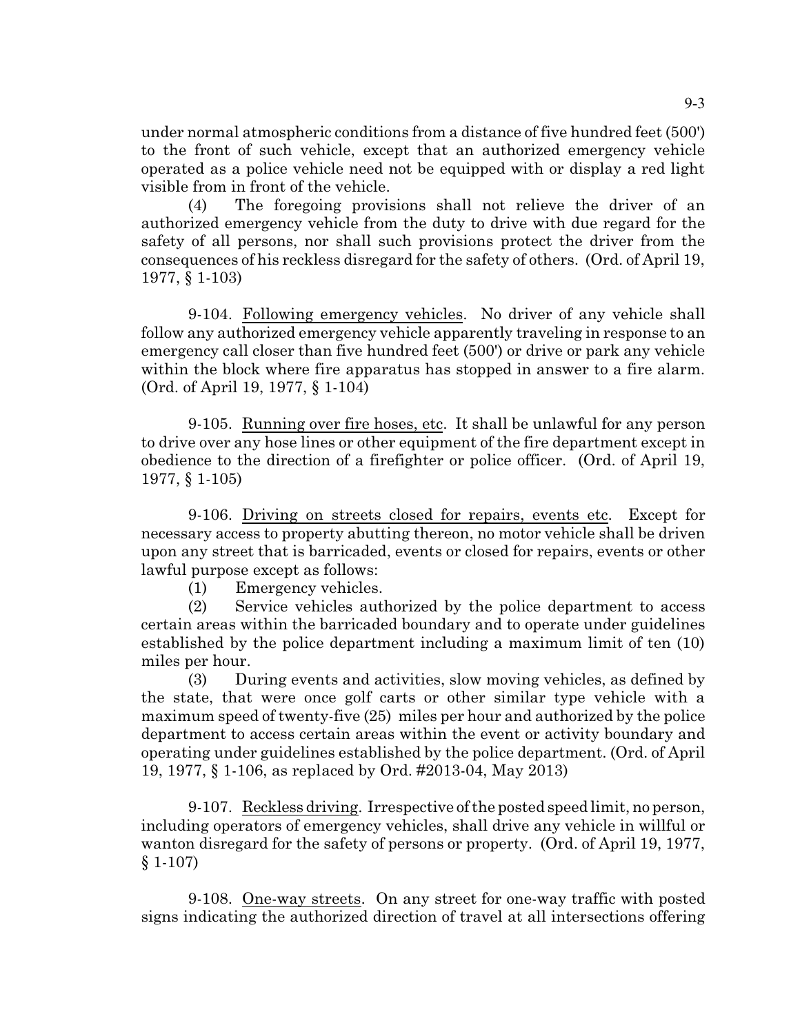under normal atmospheric conditions from a distance of five hundred feet (500') to the front of such vehicle, except that an authorized emergency vehicle operated as a police vehicle need not be equipped with or display a red light visible from in front of the vehicle.

(4) The foregoing provisions shall not relieve the driver of an authorized emergency vehicle from the duty to drive with due regard for the safety of all persons, nor shall such provisions protect the driver from the consequences of his reckless disregard for the safety of others. (Ord. of April 19, 1977, § 1-103)

9-104. Following emergency vehicles. No driver of any vehicle shall follow any authorized emergency vehicle apparently traveling in response to an emergency call closer than five hundred feet (500') or drive or park any vehicle within the block where fire apparatus has stopped in answer to a fire alarm. (Ord. of April 19, 1977, § 1-104)

9-105. Running over fire hoses, etc. It shall be unlawful for any person to drive over any hose lines or other equipment of the fire department except in obedience to the direction of a firefighter or police officer. (Ord. of April 19, 1977, § 1-105)

9-106. Driving on streets closed for repairs, events etc. Except for necessary access to property abutting thereon, no motor vehicle shall be driven upon any street that is barricaded, events or closed for repairs, events or other lawful purpose except as follows:

(1) Emergency vehicles.

(2) Service vehicles authorized by the police department to access certain areas within the barricaded boundary and to operate under guidelines established by the police department including a maximum limit of ten (10) miles per hour.

(3) During events and activities, slow moving vehicles, as defined by the state, that were once golf carts or other similar type vehicle with a maximum speed of twenty-five (25) miles per hour and authorized by the police department to access certain areas within the event or activity boundary and operating under guidelines established by the police department. (Ord. of April 19, 1977, § 1-106, as replaced by Ord. #2013-04, May 2013)

9-107. Reckless driving. Irrespective of the posted speed limit, no person, including operators of emergency vehicles, shall drive any vehicle in willful or wanton disregard for the safety of persons or property. (Ord. of April 19, 1977, § 1-107)

9-108. One-way streets. On any street for one-way traffic with posted signs indicating the authorized direction of travel at all intersections offering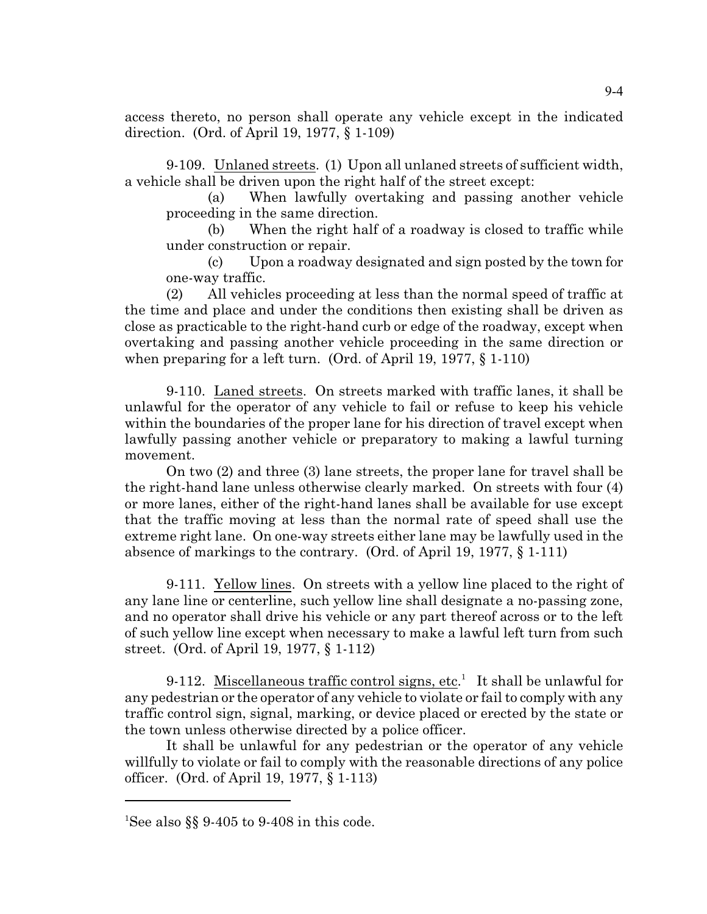access thereto, no person shall operate any vehicle except in the indicated direction. (Ord. of April 19, 1977, § 1-109)

9-109. Unlaned streets. (1) Upon all unlaned streets of sufficient width, a vehicle shall be driven upon the right half of the street except:

(a) When lawfully overtaking and passing another vehicle proceeding in the same direction.

(b) When the right half of a roadway is closed to traffic while under construction or repair.

(c) Upon a roadway designated and sign posted by the town for one-way traffic.

(2) All vehicles proceeding at less than the normal speed of traffic at the time and place and under the conditions then existing shall be driven as close as practicable to the right-hand curb or edge of the roadway, except when overtaking and passing another vehicle proceeding in the same direction or when preparing for a left turn. (Ord. of April 19, 1977, § 1-110)

9-110. Laned streets. On streets marked with traffic lanes, it shall be unlawful for the operator of any vehicle to fail or refuse to keep his vehicle within the boundaries of the proper lane for his direction of travel except when lawfully passing another vehicle or preparatory to making a lawful turning movement.

On two (2) and three (3) lane streets, the proper lane for travel shall be the right-hand lane unless otherwise clearly marked. On streets with four (4) or more lanes, either of the right-hand lanes shall be available for use except that the traffic moving at less than the normal rate of speed shall use the extreme right lane. On one-way streets either lane may be lawfully used in the absence of markings to the contrary. (Ord. of April 19, 1977, § 1-111)

9-111. Yellow lines. On streets with a yellow line placed to the right of any lane line or centerline, such yellow line shall designate a no-passing zone, and no operator shall drive his vehicle or any part thereof across or to the left of such yellow line except when necessary to make a lawful left turn from such street. (Ord. of April 19, 1977, § 1-112)

9-112. Miscellaneous traffic control signs, etc.[1] It shall be unlawful for any pedestrian or the operator of any vehicle to violate or fail to comply with any traffic control sign, signal, marking, or device placed or erected by the state or the town unless otherwise directed by a police officer.

It shall be unlawful for any pedestrian or the operator of any vehicle willfully to violate or fail to comply with the reasonable directions of any police officer. (Ord. of April 19, 1977, § 1-113)

---

[1]See also §§ 9-405 to 9-408 in this code.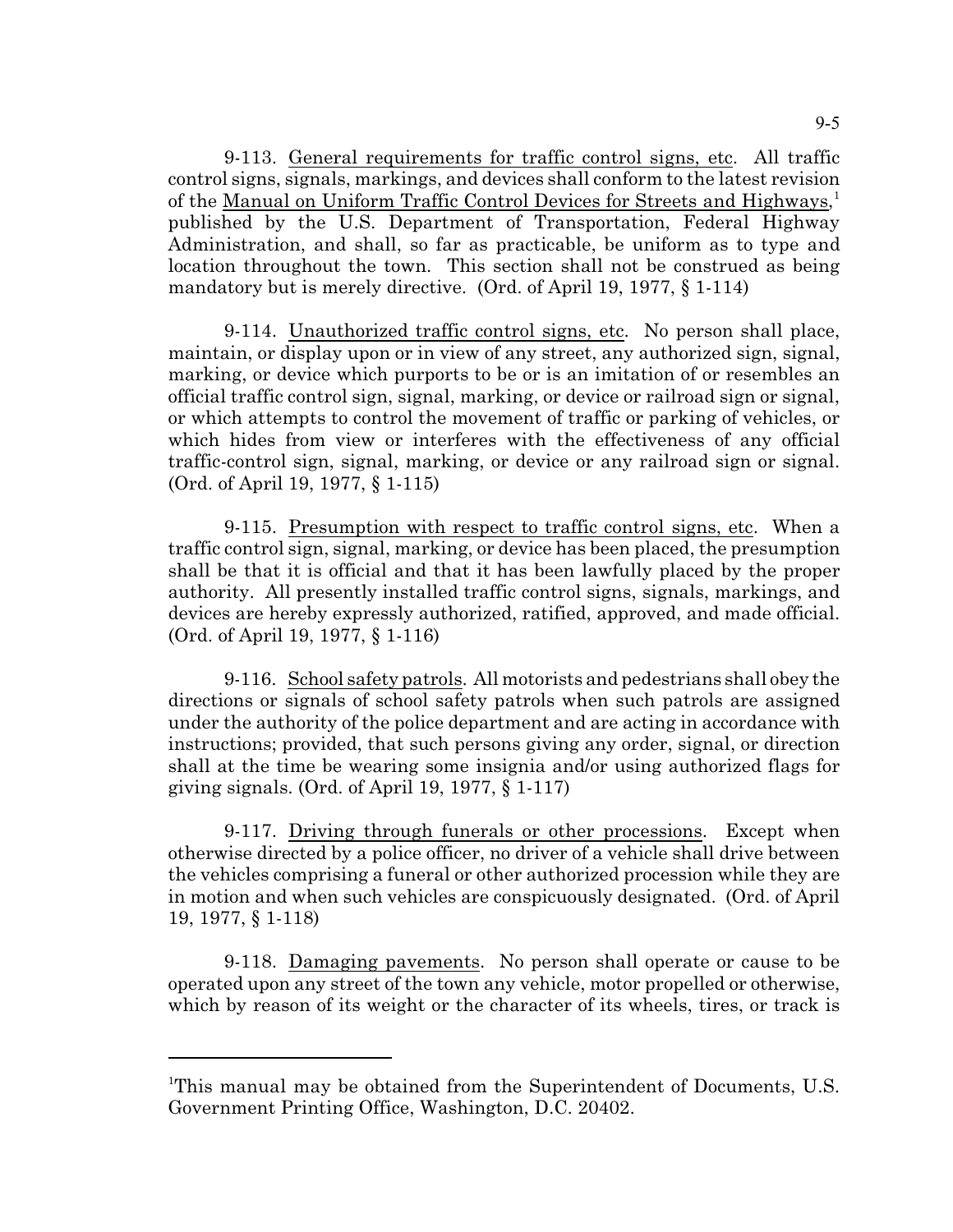9-113. General requirements for traffic control signs, etc. All traffic control signs, signals, markings, and devices shall conform to the latest revision of the Manual on Uniform Traffic Control Devices for Streets and Highways,[1] published by the U.S. Department of Transportation, Federal Highway Administration, and shall, so far as practicable, be uniform as to type and location throughout the town. This section shall not be construed as being mandatory but is merely directive. (Ord. of April 19, 1977, § 1-114)

9-114. Unauthorized traffic control signs, etc. No person shall place, maintain, or display upon or in view of any street, any authorized sign, signal, marking, or device which purports to be or is an imitation of or resembles an official traffic control sign, signal, marking, or device or railroad sign or signal, or which attempts to control the movement of traffic or parking of vehicles, or which hides from view or interferes with the effectiveness of any official traffic-control sign, signal, marking, or device or any railroad sign or signal. (Ord. of April 19, 1977, § 1-115)

9-115. Presumption with respect to traffic control signs, etc. When a traffic control sign, signal, marking, or device has been placed, the presumption shall be that it is official and that it has been lawfully placed by the proper authority. All presently installed traffic control signs, signals, markings, and devices are hereby expressly authorized, ratified, approved, and made official. (Ord. of April 19, 1977, § 1-116)

9-116. School safety patrols. All motorists and pedestrians shall obey the directions or signals of school safety patrols when such patrols are assigned under the authority of the police department and are acting in accordance with instructions; provided, that such persons giving any order, signal, or direction shall at the time be wearing some insignia and/or using authorized flags for giving signals. (Ord. of April 19, 1977, § 1-117)

9-117. Driving through funerals or other processions. Except when otherwise directed by a police officer, no driver of a vehicle shall drive between the vehicles comprising a funeral or other authorized procession while they are in motion and when such vehicles are conspicuously designated. (Ord. of April 19, 1977, § 1-118)

9-118. Damaging pavements. No person shall operate or cause to be operated upon any street of the town any vehicle, motor propelled or otherwise, which by reason of its weight or the character of its wheels, tires, or track is

---

[1]This manual may be obtained from the Superintendent of Documents, U.S. Government Printing Office, Washington, D.C. 20402.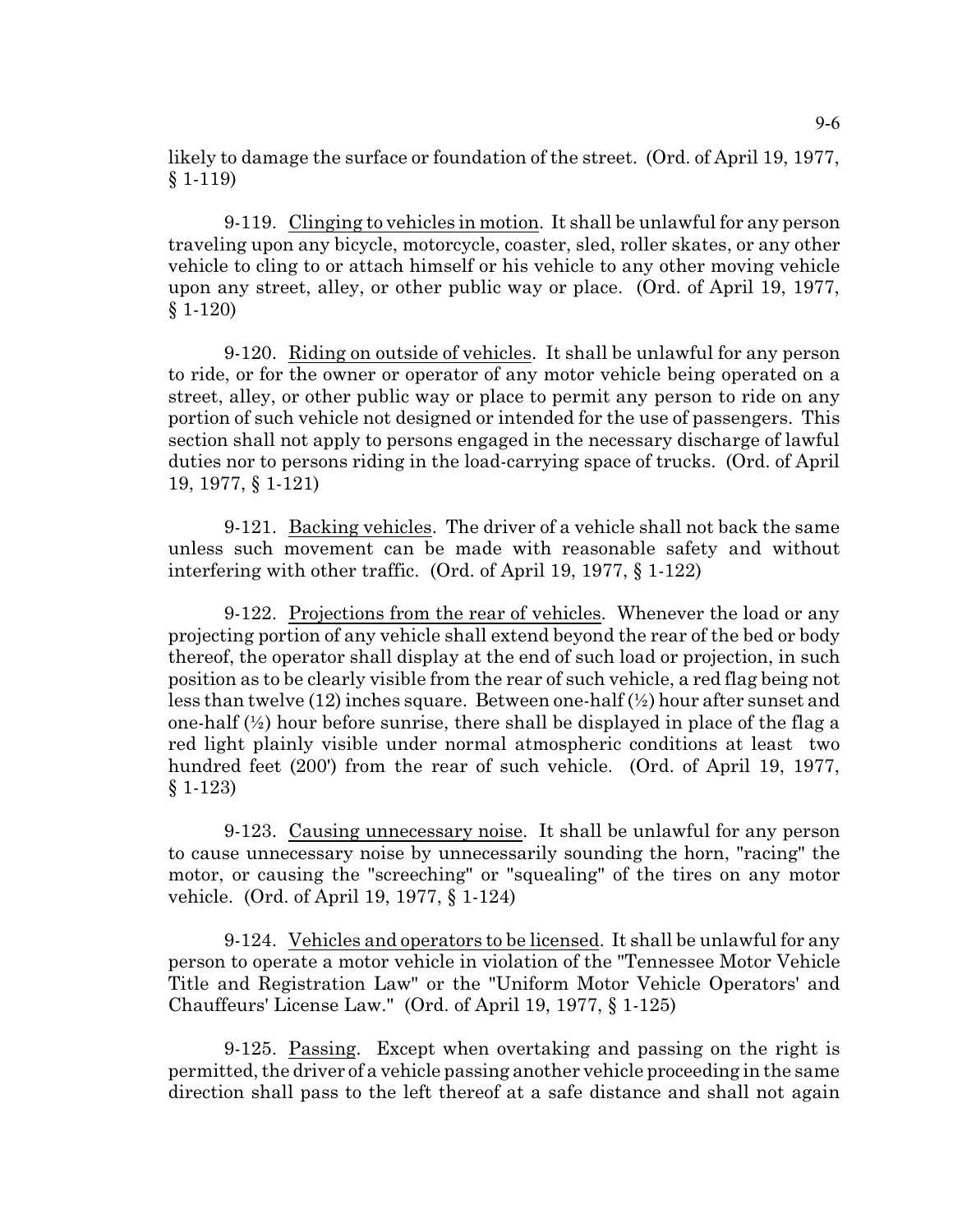likely to damage the surface or foundation of the street. (Ord. of April 19, 1977, § 1-119)

9-119. Clinging to vehicles in motion. It shall be unlawful for any person traveling upon any bicycle, motorcycle, coaster, sled, roller skates, or any other vehicle to cling to or attach himself or his vehicle to any other moving vehicle upon any street, alley, or other public way or place. (Ord. of April 19, 1977, § 1-120)

9-120. Riding on outside of vehicles. It shall be unlawful for any person to ride, or for the owner or operator of any motor vehicle being operated on a street, alley, or other public way or place to permit any person to ride on any portion of such vehicle not designed or intended for the use of passengers. This section shall not apply to persons engaged in the necessary discharge of lawful duties nor to persons riding in the load-carrying space of trucks. (Ord. of April 19, 1977, § 1-121)

9-121. Backing vehicles. The driver of a vehicle shall not back the same unless such movement can be made with reasonable safety and without interfering with other traffic. (Ord. of April 19, 1977, § 1-122)

9-122. Projections from the rear of vehicles. Whenever the load or any projecting portion of any vehicle shall extend beyond the rear of the bed or body thereof, the operator shall display at the end of such load or projection, in such position as to be clearly visible from the rear of such vehicle, a red flag being not less than twelve (12) inches square. Between one-half (½) hour after sunset and one-half (½) hour before sunrise, there shall be displayed in place of the flag a red light plainly visible under normal atmospheric conditions at least two hundred feet (200') from the rear of such vehicle. (Ord. of April 19, 1977, § 1-123)

9-123. Causing unnecessary noise. It shall be unlawful for any person to cause unnecessary noise by unnecessarily sounding the horn, "racing" the motor, or causing the "screeching" or "squealing" of the tires on any motor vehicle. (Ord. of April 19, 1977, § 1-124)

9-124. Vehicles and operators to be licensed. It shall be unlawful for any person to operate a motor vehicle in violation of the "Tennessee Motor Vehicle Title and Registration Law" or the "Uniform Motor Vehicle Operators' and Chauffeurs' License Law." (Ord. of April 19, 1977, § 1-125)

9-125. Passing. Except when overtaking and passing on the right is permitted, the driver of a vehicle passing another vehicle proceeding in the same direction shall pass to the left thereof at a safe distance and shall not again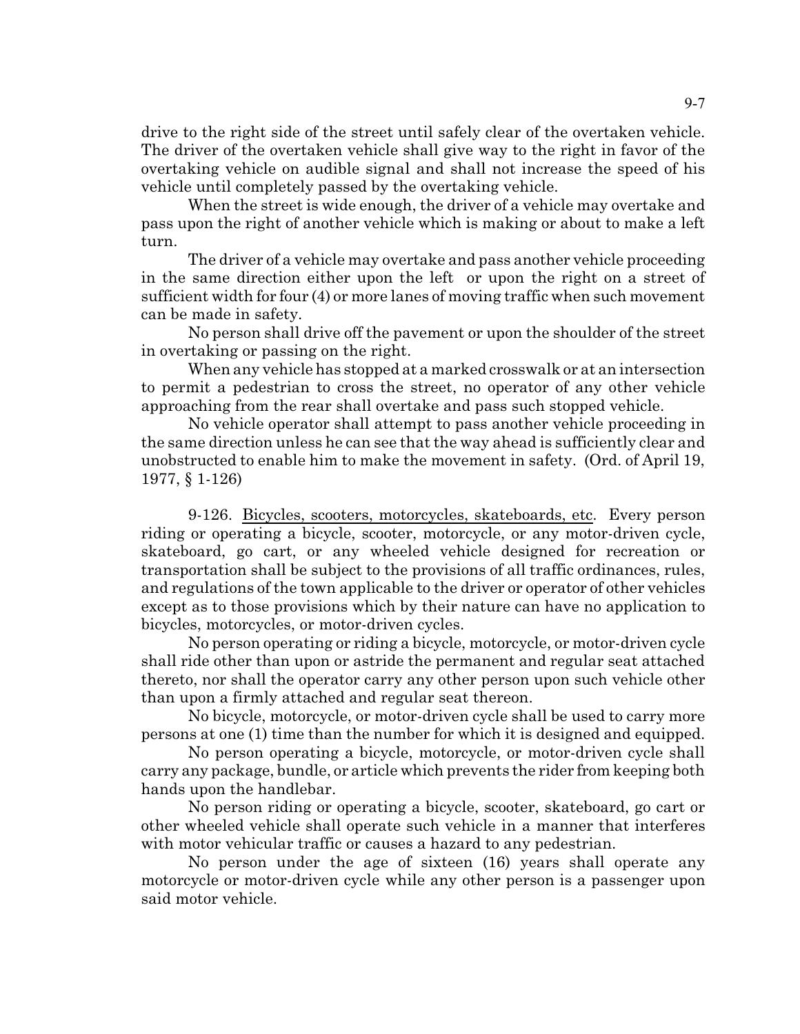drive to the right side of the street until safely clear of the overtaken vehicle. The driver of the overtaken vehicle shall give way to the right in favor of the overtaking vehicle on audible signal and shall not increase the speed of his vehicle until completely passed by the overtaking vehicle.

When the street is wide enough, the driver of a vehicle may overtake and pass upon the right of another vehicle which is making or about to make a left turn.

The driver of a vehicle may overtake and pass another vehicle proceeding in the same direction either upon the left or upon the right on a street of sufficient width for four (4) or more lanes of moving traffic when such movement can be made in safety.

No person shall drive off the pavement or upon the shoulder of the street in overtaking or passing on the right.

When any vehicle has stopped at a marked crosswalk or at an intersection to permit a pedestrian to cross the street, no operator of any other vehicle approaching from the rear shall overtake and pass such stopped vehicle.

No vehicle operator shall attempt to pass another vehicle proceeding in the same direction unless he can see that the way ahead is sufficiently clear and unobstructed to enable him to make the movement in safety. (Ord. of April 19, 1977, § 1-126)

9-126. Bicycles, scooters, motorcycles, skateboards, etc. Every person riding or operating a bicycle, scooter, motorcycle, or any motor-driven cycle, skateboard, go cart, or any wheeled vehicle designed for recreation or transportation shall be subject to the provisions of all traffic ordinances, rules, and regulations of the town applicable to the driver or operator of other vehicles except as to those provisions which by their nature can have no application to bicycles, motorcycles, or motor-driven cycles.

No person operating or riding a bicycle, motorcycle, or motor-driven cycle shall ride other than upon or astride the permanent and regular seat attached thereto, nor shall the operator carry any other person upon such vehicle other than upon a firmly attached and regular seat thereon.

No bicycle, motorcycle, or motor-driven cycle shall be used to carry more persons at one (1) time than the number for which it is designed and equipped.

No person operating a bicycle, motorcycle, or motor-driven cycle shall carry any package, bundle, or article which prevents the rider from keeping both hands upon the handlebar.

No person riding or operating a bicycle, scooter, skateboard, go cart or other wheeled vehicle shall operate such vehicle in a manner that interferes with motor vehicular traffic or causes a hazard to any pedestrian.

No person under the age of sixteen (16) years shall operate any motorcycle or motor-driven cycle while any other person is a passenger upon said motor vehicle.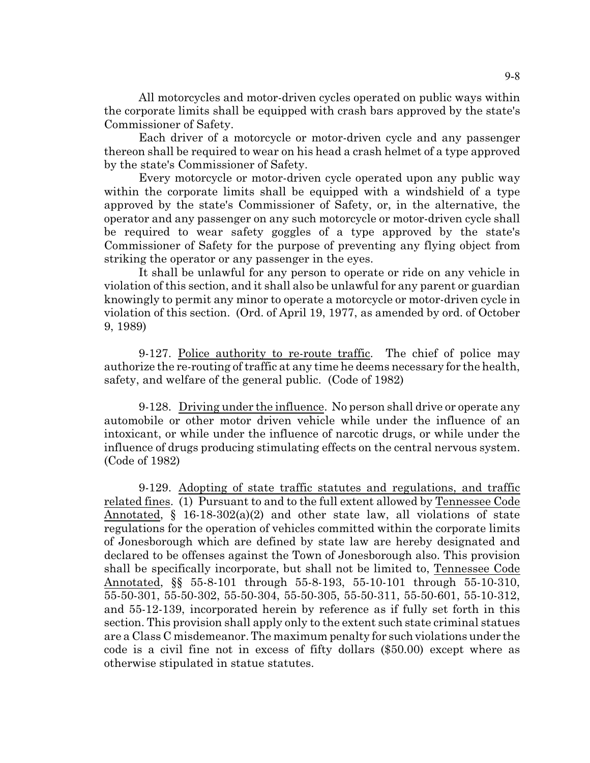All motorcycles and motor-driven cycles operated on public ways within the corporate limits shall be equipped with crash bars approved by the state's Commissioner of Safety.

Each driver of a motorcycle or motor-driven cycle and any passenger thereon shall be required to wear on his head a crash helmet of a type approved by the state's Commissioner of Safety.

Every motorcycle or motor-driven cycle operated upon any public way within the corporate limits shall be equipped with a windshield of a type approved by the state's Commissioner of Safety, or, in the alternative, the operator and any passenger on any such motorcycle or motor-driven cycle shall be required to wear safety goggles of a type approved by the state's Commissioner of Safety for the purpose of preventing any flying object from striking the operator or any passenger in the eyes.

It shall be unlawful for any person to operate or ride on any vehicle in violation of this section, and it shall also be unlawful for any parent or guardian knowingly to permit any minor to operate a motorcycle or motor-driven cycle in violation of this section. (Ord. of April 19, 1977, as amended by ord. of October 9, 1989)

9-127. Police authority to re-route traffic. The chief of police may authorize the re-routing of traffic at any time he deems necessary for the health, safety, and welfare of the general public. (Code of 1982)

9-128. Driving under the influence. No person shall drive or operate any automobile or other motor driven vehicle while under the influence of an intoxicant, or while under the influence of narcotic drugs, or while under the influence of drugs producing stimulating effects on the central nervous system. (Code of 1982)

9-129. Adopting of state traffic statutes and regulations, and traffic related fines. (1) Pursuant to and to the full extent allowed by Tennessee Code Annotated, § 16-18-302(a)(2) and other state law, all violations of state regulations for the operation of vehicles committed within the corporate limits of Jonesborough which are defined by state law are hereby designated and declared to be offenses against the Town of Jonesborough also. This provision shall be specifically incorporate, but shall not be limited to, Tennessee Code Annotated, §§ 55-8-101 through 55-8-193, 55-10-101 through 55-10-310, 55-50-301, 55-50-302, 55-50-304, 55-50-305, 55-50-311, 55-50-601, 55-10-312, and 55-12-139, incorporated herein by reference as if fully set forth in this section. This provision shall apply only to the extent such state criminal statues are a Class C misdemeanor. The maximum penalty for such violations under the code is a civil fine not in excess of fifty dollars ($50.00) except where as otherwise stipulated in statue statutes.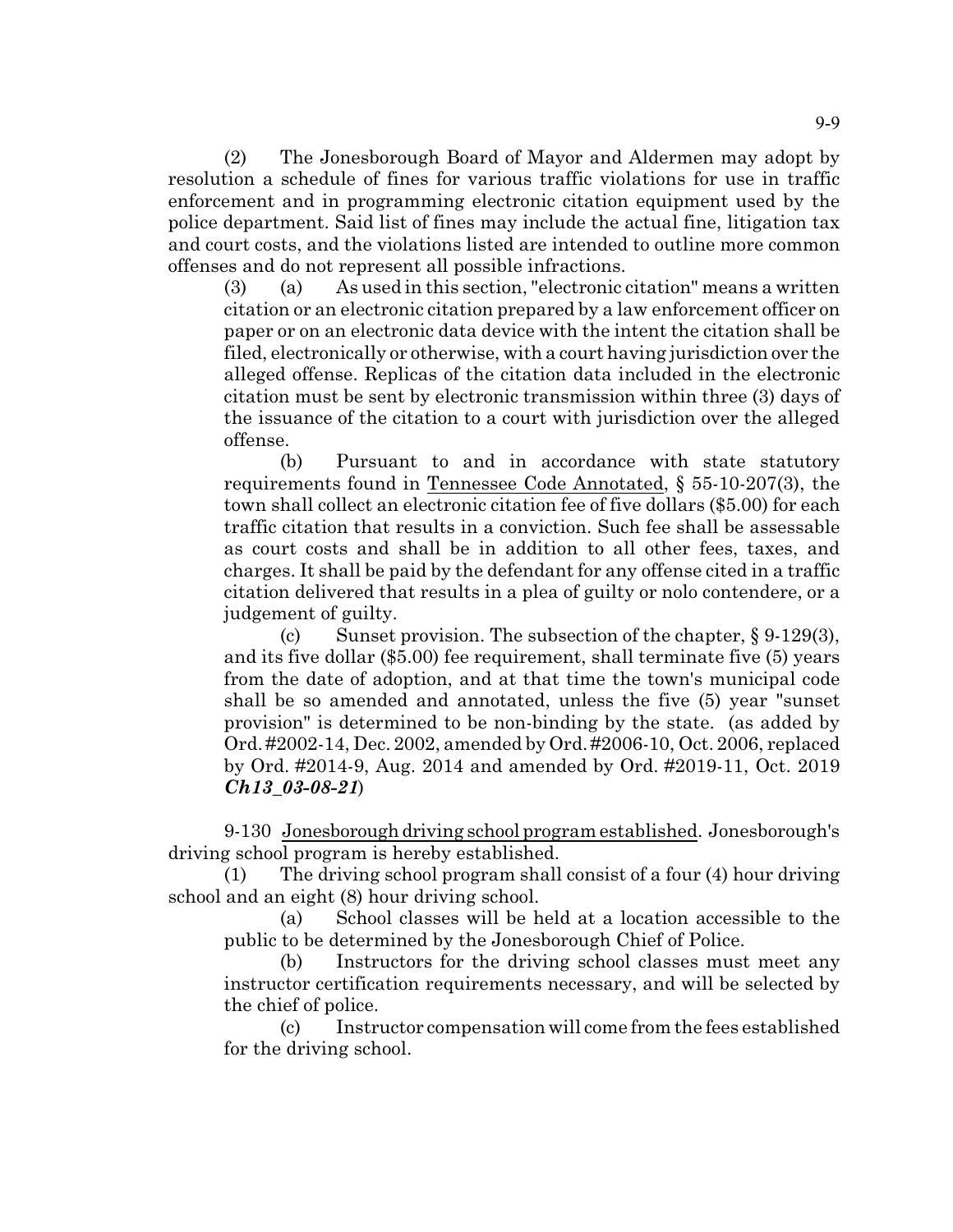(2) The Jonesborough Board of Mayor and Aldermen may adopt by resolution a schedule of fines for various traffic violations for use in traffic enforcement and in programming electronic citation equipment used by the police department. Said list of fines may include the actual fine, litigation tax and court costs, and the violations listed are intended to outline more common offenses and do not represent all possible infractions.

(3) (a) As used in this section, "electronic citation" means a written citation or an electronic citation prepared by a law enforcement officer on paper or on an electronic data device with the intent the citation shall be filed, electronically or otherwise, with a court having jurisdiction over the alleged offense. Replicas of the citation data included in the electronic citation must be sent by electronic transmission within three (3) days of the issuance of the citation to a court with jurisdiction over the alleged offense.

(b) Pursuant to and in accordance with state statutory requirements found in Tennessee Code Annotated, § 55-10-207(3), the town shall collect an electronic citation fee of five dollars ($5.00) for each traffic citation that results in a conviction. Such fee shall be assessable as court costs and shall be in addition to all other fees, taxes, and charges. It shall be paid by the defendant for any offense cited in a traffic citation delivered that results in a plea of guilty or nolo contendere, or a judgement of guilty.

(c) Sunset provision. The subsection of the chapter, § 9-129(3), and its five dollar ($5.00) fee requirement, shall terminate five (5) years from the date of adoption, and at that time the town's municipal code shall be so amended and annotated, unless the five (5) year "sunset provision" is determined to be non-binding by the state. (as added by Ord. #2002-14, Dec. 2002, amended by Ord. #2006-10, Oct. 2006, replaced by Ord. #2014-9, Aug. 2014 and amended by Ord. #2019-11, Oct. 2019 ***Ch13_03-08-21***)

9-130 Jonesborough driving school program established. Jonesborough's driving school program is hereby established.

(1) The driving school program shall consist of a four (4) hour driving school and an eight (8) hour driving school.

(a) School classes will be held at a location accessible to the public to be determined by the Jonesborough Chief of Police.

(b) Instructors for the driving school classes must meet any instructor certification requirements necessary, and will be selected by the chief of police.

(c) Instructor compensation will come from the fees established for the driving school.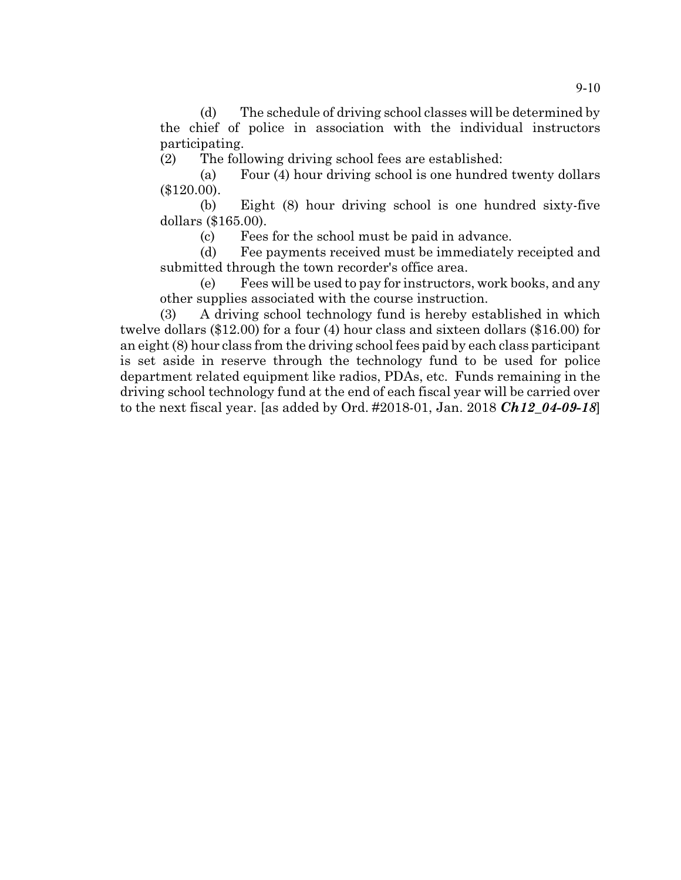(d) The schedule of driving school classes will be determined by the chief of police in association with the individual instructors participating.

(2) The following driving school fees are established:

(a) Four (4) hour driving school is one hundred twenty dollars ($120.00).

(b) Eight (8) hour driving school is one hundred sixty-five dollars ($165.00).

(c) Fees for the school must be paid in advance.

(d) Fee payments received must be immediately receipted and submitted through the town recorder's office area.

(e) Fees will be used to pay for instructors, work books, and any other supplies associated with the course instruction.

(3) A driving school technology fund is hereby established in which twelve dollars ($12.00) for a four (4) hour class and sixteen dollars ($16.00) for an eight (8) hour class from the driving school fees paid by each class participant is set aside in reserve through the technology fund to be used for police department related equipment like radios, PDAs, etc. Funds remaining in the driving school technology fund at the end of each fiscal year will be carried over to the next fiscal year. [as added by Ord. #2018-01, Jan. 2018 ***Ch12_04-09-18***]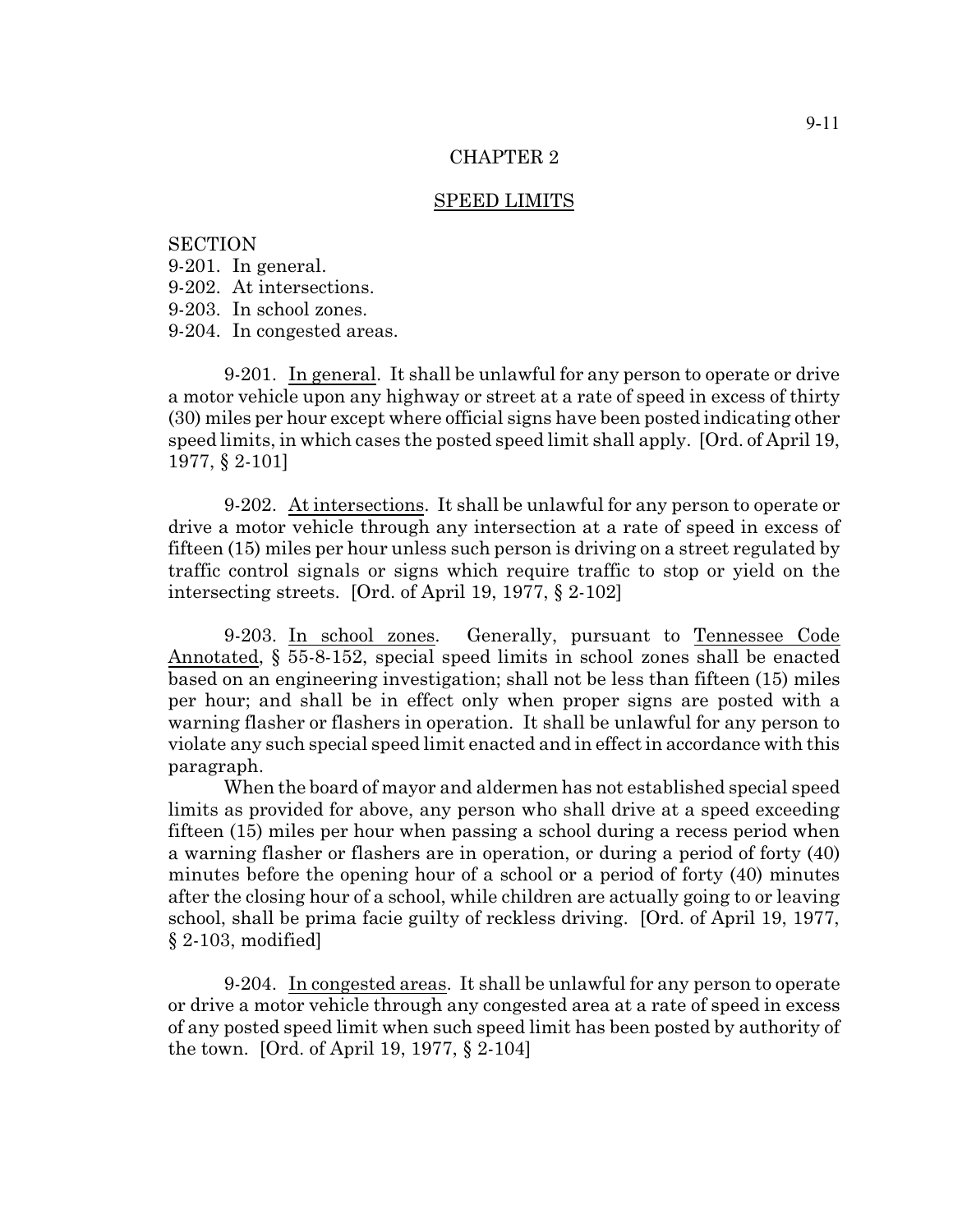## CHAPTER 2

## SPEED LIMITS

SECTION
9-201. In general.
9-202. At intersections.
9-203. In school zones.
9-204. In congested areas.

9-201. In general. It shall be unlawful for any person to operate or drive a motor vehicle upon any highway or street at a rate of speed in excess of thirty (30) miles per hour except where official signs have been posted indicating other speed limits, in which cases the posted speed limit shall apply. [Ord. of April 19, 1977, § 2-101]

9-202. At intersections. It shall be unlawful for any person to operate or drive a motor vehicle through any intersection at a rate of speed in excess of fifteen (15) miles per hour unless such person is driving on a street regulated by traffic control signals or signs which require traffic to stop or yield on the intersecting streets. [Ord. of April 19, 1977, § 2-102]

9-203. In school zones. Generally, pursuant to Tennessee Code Annotated, § 55-8-152, special speed limits in school zones shall be enacted based on an engineering investigation; shall not be less than fifteen (15) miles per hour; and shall be in effect only when proper signs are posted with a warning flasher or flashers in operation. It shall be unlawful for any person to violate any such special speed limit enacted and in effect in accordance with this paragraph.

When the board of mayor and aldermen has not established special speed limits as provided for above, any person who shall drive at a speed exceeding fifteen (15) miles per hour when passing a school during a recess period when a warning flasher or flashers are in operation, or during a period of forty (40) minutes before the opening hour of a school or a period of forty (40) minutes after the closing hour of a school, while children are actually going to or leaving school, shall be prima facie guilty of reckless driving. [Ord. of April 19, 1977, § 2-103, modified]

9-204. In congested areas. It shall be unlawful for any person to operate or drive a motor vehicle through any congested area at a rate of speed in excess of any posted speed limit when such speed limit has been posted by authority of the town. [Ord. of April 19, 1977, § 2-104]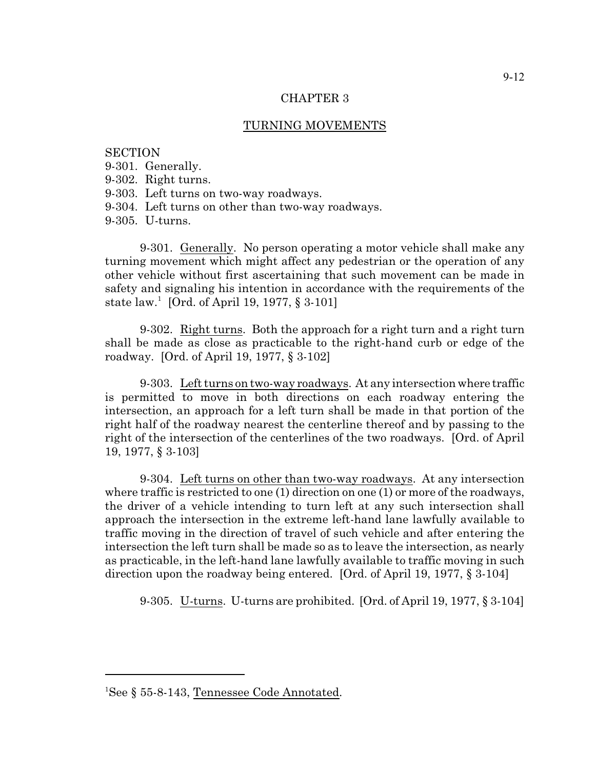# CHAPTER 3

## TURNING MOVEMENTS

SECTION
9-301. Generally.
9-302. Right turns.
9-303. Left turns on two-way roadways.
9-304. Left turns on other than two-way roadways.
9-305. U-turns.

9-301. Generally. No person operating a motor vehicle shall make any turning movement which might affect any pedestrian or the operation of any other vehicle without first ascertaining that such movement can be made in safety and signaling his intention in accordance with the requirements of the state law.[1] [Ord. of April 19, 1977, § 3-101]

9-302. Right turns. Both the approach for a right turn and a right turn shall be made as close as practicable to the right-hand curb or edge of the roadway. [Ord. of April 19, 1977, § 3-102]

9-303. Left turns on two-way roadways. At any intersection where traffic is permitted to move in both directions on each roadway entering the intersection, an approach for a left turn shall be made in that portion of the right half of the roadway nearest the centerline thereof and by passing to the right of the intersection of the centerlines of the two roadways. [Ord. of April 19, 1977, § 3-103]

9-304. Left turns on other than two-way roadways. At any intersection where traffic is restricted to one (1) direction on one (1) or more of the roadways, the driver of a vehicle intending to turn left at any such intersection shall approach the intersection in the extreme left-hand lane lawfully available to traffic moving in the direction of travel of such vehicle and after entering the intersection the left turn shall be made so as to leave the intersection, as nearly as practicable, in the left-hand lane lawfully available to traffic moving in such direction upon the roadway being entered. [Ord. of April 19, 1977, § 3-104]

9-305. U-turns. U-turns are prohibited. [Ord. of April 19, 1977, § 3-104]

---

[1]See § 55-8-143, Tennessee Code Annotated.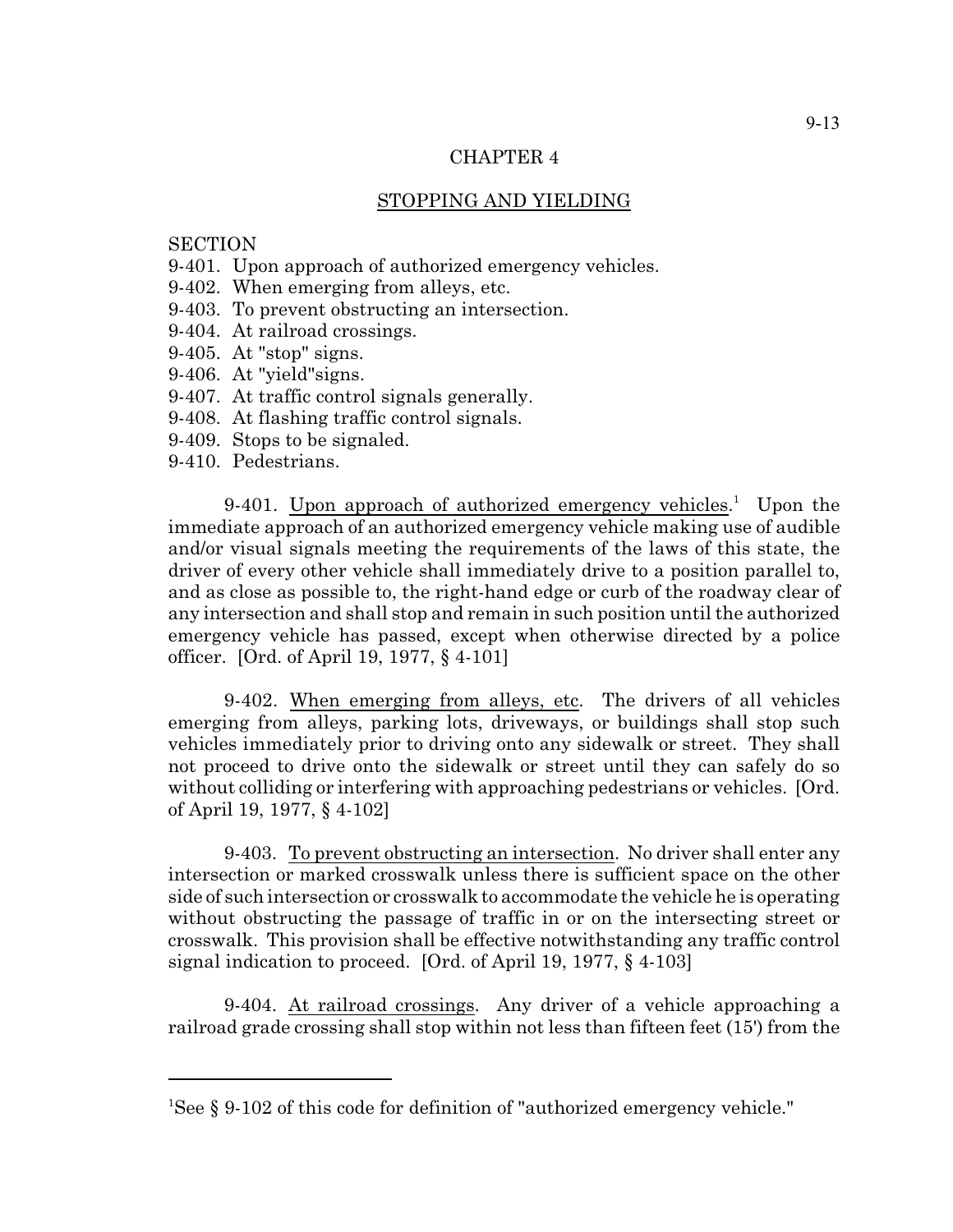# CHAPTER 4

## STOPPING AND YIELDING

SECTION
9-401. Upon approach of authorized emergency vehicles.
9-402. When emerging from alleys, etc.
9-403. To prevent obstructing an intersection.
9-404. At railroad crossings.
9-405. At "stop" signs.
9-406. At "yield"signs.
9-407. At traffic control signals generally.
9-408. At flashing traffic control signals.
9-409. Stops to be signaled.
9-410. Pedestrians.

9-401. Upon approach of authorized emergency vehicles.[1] Upon the immediate approach of an authorized emergency vehicle making use of audible and/or visual signals meeting the requirements of the laws of this state, the driver of every other vehicle shall immediately drive to a position parallel to, and as close as possible to, the right-hand edge or curb of the roadway clear of any intersection and shall stop and remain in such position until the authorized emergency vehicle has passed, except when otherwise directed by a police officer. [Ord. of April 19, 1977, § 4-101]

9-402. When emerging from alleys, etc. The drivers of all vehicles emerging from alleys, parking lots, driveways, or buildings shall stop such vehicles immediately prior to driving onto any sidewalk or street. They shall not proceed to drive onto the sidewalk or street until they can safely do so without colliding or interfering with approaching pedestrians or vehicles. [Ord. of April 19, 1977, § 4-102]

9-403. To prevent obstructing an intersection. No driver shall enter any intersection or marked crosswalk unless there is sufficient space on the other side of such intersection or crosswalk to accommodate the vehicle he is operating without obstructing the passage of traffic in or on the intersecting street or crosswalk. This provision shall be effective notwithstanding any traffic control signal indication to proceed. [Ord. of April 19, 1977, § 4-103]

9-404. At railroad crossings. Any driver of a vehicle approaching a railroad grade crossing shall stop within not less than fifteen feet (15') from the

---

[1]See § 9-102 of this code for definition of "authorized emergency vehicle."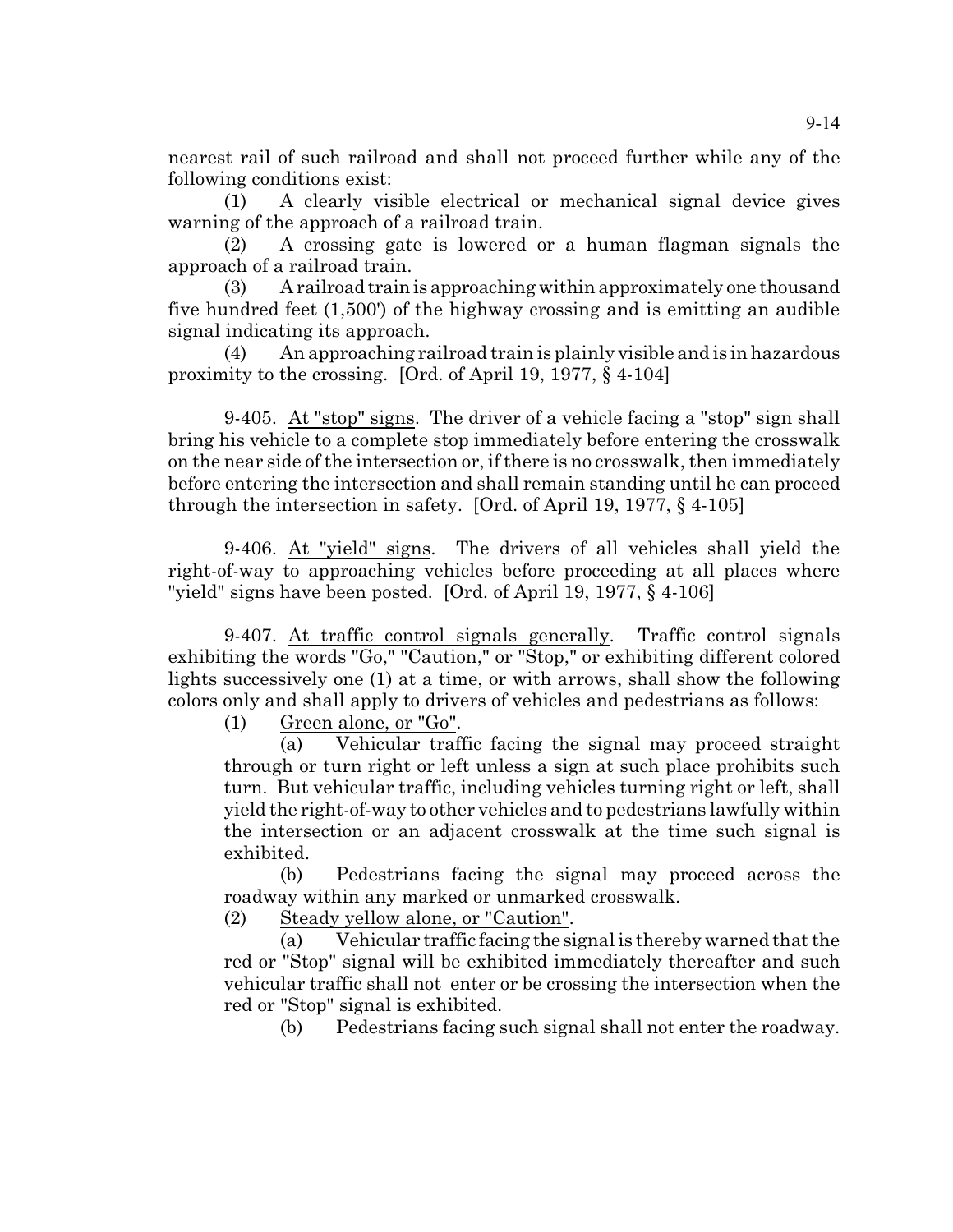nearest rail of such railroad and shall not proceed further while any of the following conditions exist:

(1) A clearly visible electrical or mechanical signal device gives warning of the approach of a railroad train.

(2) A crossing gate is lowered or a human flagman signals the approach of a railroad train.

(3) A railroad train is approaching within approximately one thousand five hundred feet (1,500') of the highway crossing and is emitting an audible signal indicating its approach.

(4) An approaching railroad train is plainly visible and is in hazardous proximity to the crossing. [Ord. of April 19, 1977, § 4-104]

9-405. At "stop" signs. The driver of a vehicle facing a "stop" sign shall bring his vehicle to a complete stop immediately before entering the crosswalk on the near side of the intersection or, if there is no crosswalk, then immediately before entering the intersection and shall remain standing until he can proceed through the intersection in safety. [Ord. of April 19, 1977, § 4-105]

9-406. At "yield" signs. The drivers of all vehicles shall yield the right-of-way to approaching vehicles before proceeding at all places where "yield" signs have been posted. [Ord. of April 19, 1977, § 4-106]

9-407. At traffic control signals generally. Traffic control signals exhibiting the words "Go," "Caution," or "Stop," or exhibiting different colored lights successively one (1) at a time, or with arrows, shall show the following colors only and shall apply to drivers of vehicles and pedestrians as follows:

(1) Green alone, or "Go".

(a) Vehicular traffic facing the signal may proceed straight through or turn right or left unless a sign at such place prohibits such turn. But vehicular traffic, including vehicles turning right or left, shall yield the right-of-way to other vehicles and to pedestrians lawfully within the intersection or an adjacent crosswalk at the time such signal is exhibited.

(b) Pedestrians facing the signal may proceed across the roadway within any marked or unmarked crosswalk.

(2) Steady yellow alone, or "Caution".

(a) Vehicular traffic facing the signal is thereby warned that the red or "Stop" signal will be exhibited immediately thereafter and such vehicular traffic shall not enter or be crossing the intersection when the red or "Stop" signal is exhibited.

(b) Pedestrians facing such signal shall not enter the roadway.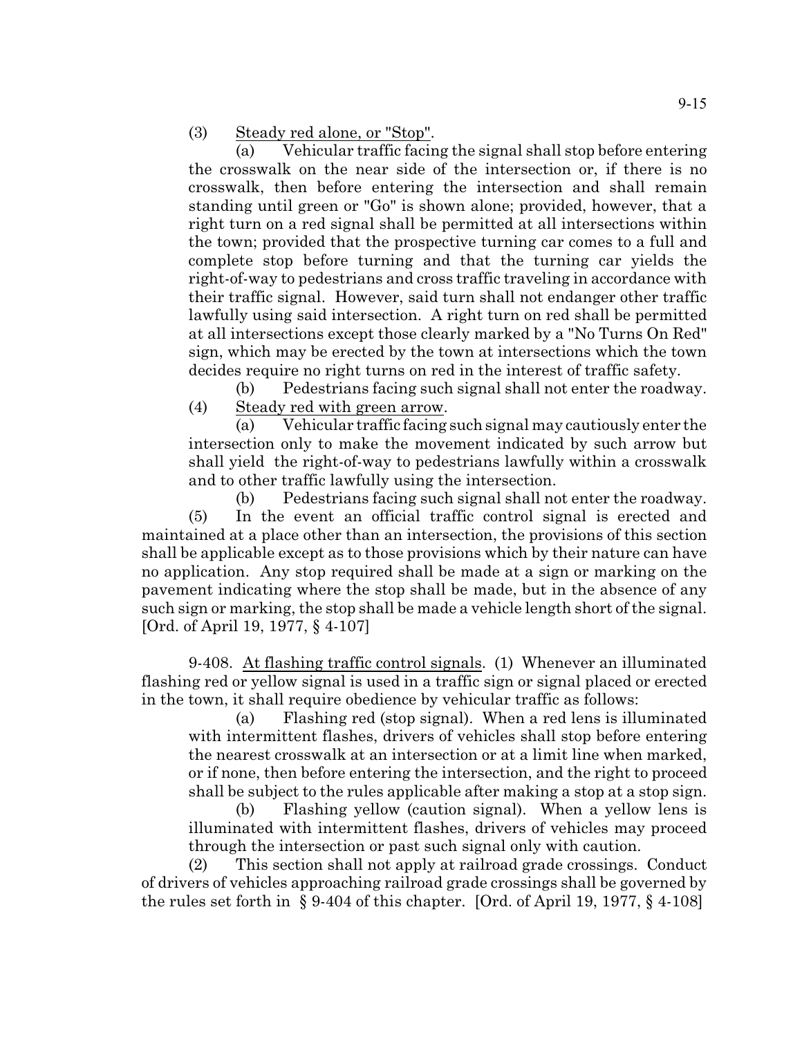(3) Steady red alone, or "Stop".

(a) Vehicular traffic facing the signal shall stop before entering the crosswalk on the near side of the intersection or, if there is no crosswalk, then before entering the intersection and shall remain standing until green or "Go" is shown alone; provided, however, that a right turn on a red signal shall be permitted at all intersections within the town; provided that the prospective turning car comes to a full and complete stop before turning and that the turning car yields the right-of-way to pedestrians and cross traffic traveling in accordance with their traffic signal. However, said turn shall not endanger other traffic lawfully using said intersection. A right turn on red shall be permitted at all intersections except those clearly marked by a "No Turns On Red" sign, which may be erected by the town at intersections which the town decides require no right turns on red in the interest of traffic safety.

(b) Pedestrians facing such signal shall not enter the roadway.

(4) Steady red with green arrow.

(a) Vehicular traffic facing such signal may cautiously enter the intersection only to make the movement indicated by such arrow but shall yield the right-of-way to pedestrians lawfully within a crosswalk and to other traffic lawfully using the intersection.

(b) Pedestrians facing such signal shall not enter the roadway.

(5) In the event an official traffic control signal is erected and maintained at a place other than an intersection, the provisions of this section shall be applicable except as to those provisions which by their nature can have no application. Any stop required shall be made at a sign or marking on the pavement indicating where the stop shall be made, but in the absence of any such sign or marking, the stop shall be made a vehicle length short of the signal. [Ord. of April 19, 1977, § 4-107]

9-408. At flashing traffic control signals. (1) Whenever an illuminated flashing red or yellow signal is used in a traffic sign or signal placed or erected in the town, it shall require obedience by vehicular traffic as follows:

(a) Flashing red (stop signal). When a red lens is illuminated with intermittent flashes, drivers of vehicles shall stop before entering the nearest crosswalk at an intersection or at a limit line when marked, or if none, then before entering the intersection, and the right to proceed shall be subject to the rules applicable after making a stop at a stop sign.

(b) Flashing yellow (caution signal). When a yellow lens is illuminated with intermittent flashes, drivers of vehicles may proceed through the intersection or past such signal only with caution.

(2) This section shall not apply at railroad grade crossings. Conduct of drivers of vehicles approaching railroad grade crossings shall be governed by the rules set forth in § 9-404 of this chapter. [Ord. of April 19, 1977, § 4-108]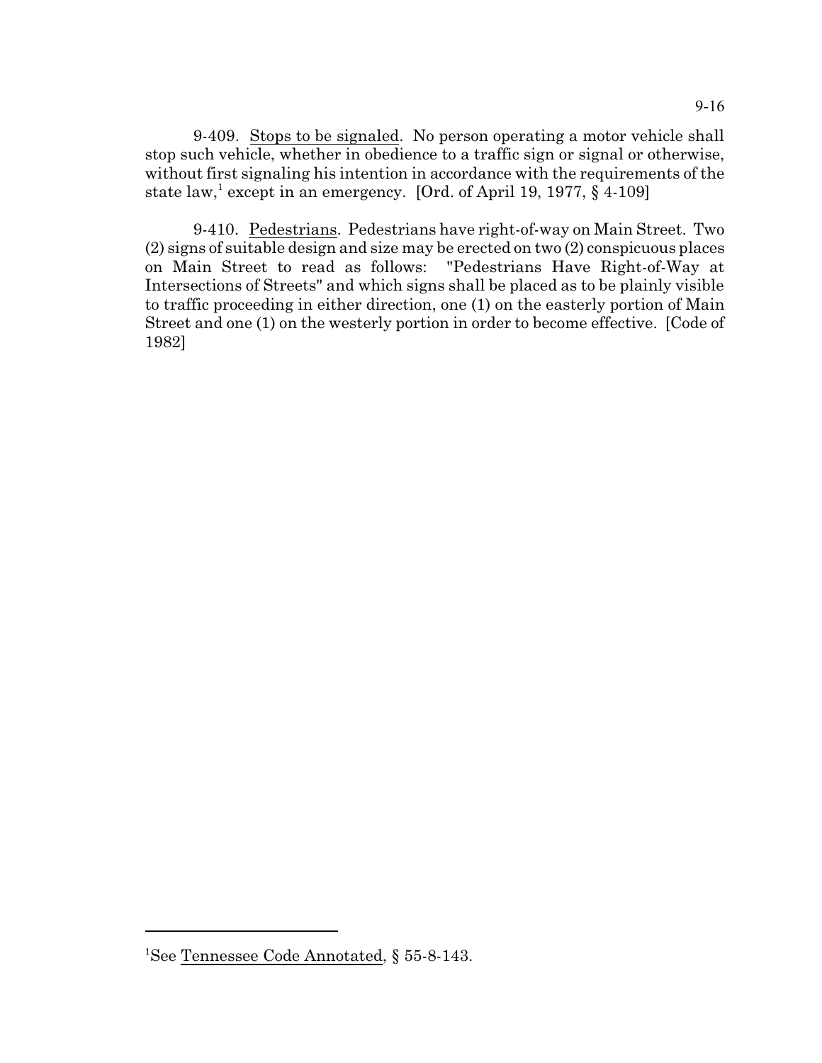9-409. Stops to be signaled. No person operating a motor vehicle shall stop such vehicle, whether in obedience to a traffic sign or signal or otherwise, without first signaling his intention in accordance with the requirements of the state law,[1] except in an emergency. [Ord. of April 19, 1977, § 4-109]

9-410. Pedestrians. Pedestrians have right-of-way on Main Street. Two (2) signs of suitable design and size may be erected on two (2) conspicuous places on Main Street to read as follows: "Pedestrians Have Right-of-Way at Intersections of Streets" and which signs shall be placed as to be plainly visible to traffic proceeding in either direction, one (1) on the easterly portion of Main Street and one (1) on the westerly portion in order to become effective. [Code of 1982]

---

[1]See Tennessee Code Annotated, § 55-8-143.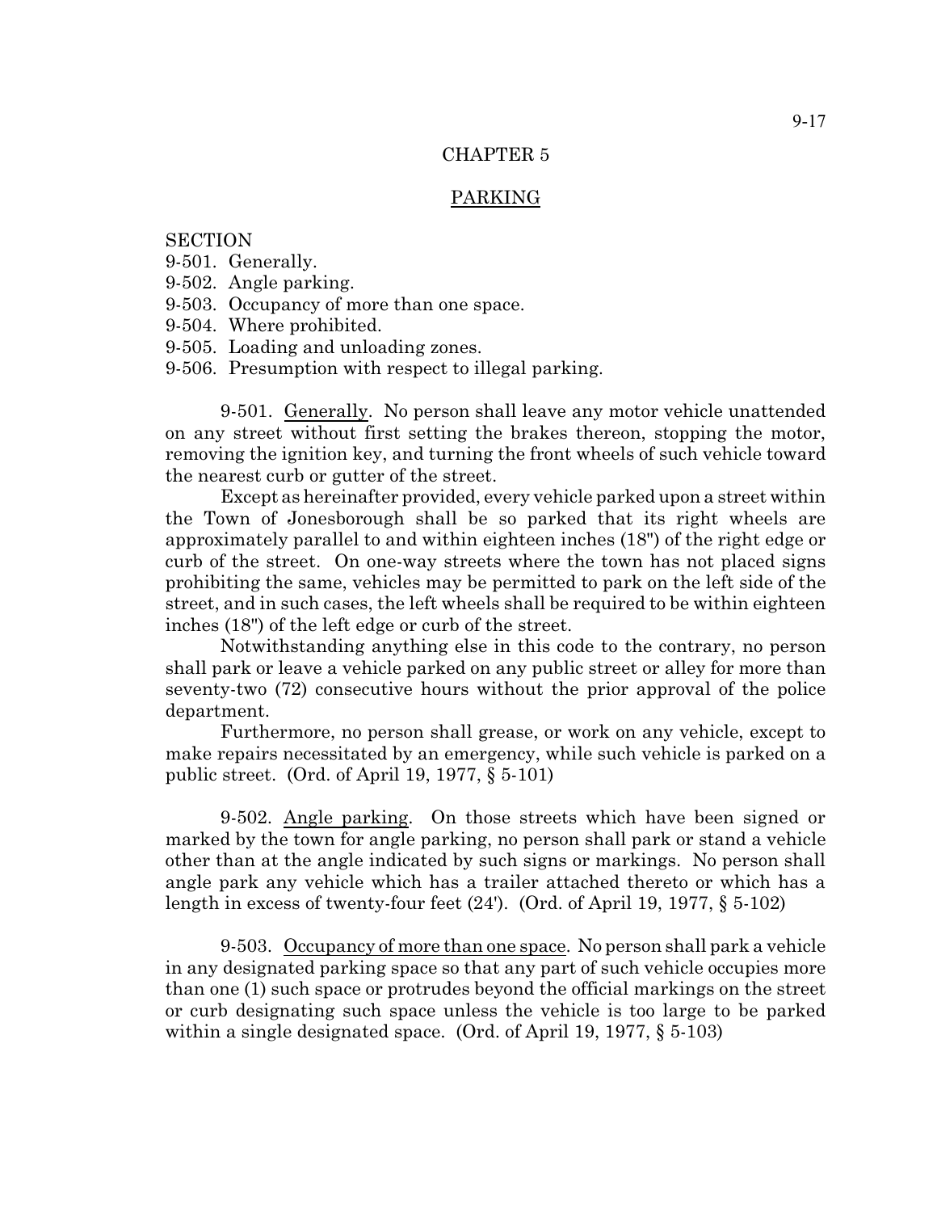# CHAPTER 5

## PARKING

SECTION
9-501. Generally.
9-502. Angle parking.
9-503. Occupancy of more than one space.
9-504. Where prohibited.
9-505. Loading and unloading zones.
9-506. Presumption with respect to illegal parking.

9-501. Generally. No person shall leave any motor vehicle unattended on any street without first setting the brakes thereon, stopping the motor, removing the ignition key, and turning the front wheels of such vehicle toward the nearest curb or gutter of the street.

Except as hereinafter provided, every vehicle parked upon a street within the Town of Jonesborough shall be so parked that its right wheels are approximately parallel to and within eighteen inches (18") of the right edge or curb of the street. On one-way streets where the town has not placed signs prohibiting the same, vehicles may be permitted to park on the left side of the street, and in such cases, the left wheels shall be required to be within eighteen inches (18") of the left edge or curb of the street.

Notwithstanding anything else in this code to the contrary, no person shall park or leave a vehicle parked on any public street or alley for more than seventy-two (72) consecutive hours without the prior approval of the police department.

Furthermore, no person shall grease, or work on any vehicle, except to make repairs necessitated by an emergency, while such vehicle is parked on a public street. (Ord. of April 19, 1977, § 5-101)

9-502. Angle parking. On those streets which have been signed or marked by the town for angle parking, no person shall park or stand a vehicle other than at the angle indicated by such signs or markings. No person shall angle park any vehicle which has a trailer attached thereto or which has a length in excess of twenty-four feet (24'). (Ord. of April 19, 1977, § 5-102)

9-503. Occupancy of more than one space. No person shall park a vehicle in any designated parking space so that any part of such vehicle occupies more than one (1) such space or protrudes beyond the official markings on the street or curb designating such space unless the vehicle is too large to be parked within a single designated space. (Ord. of April 19, 1977, § 5-103)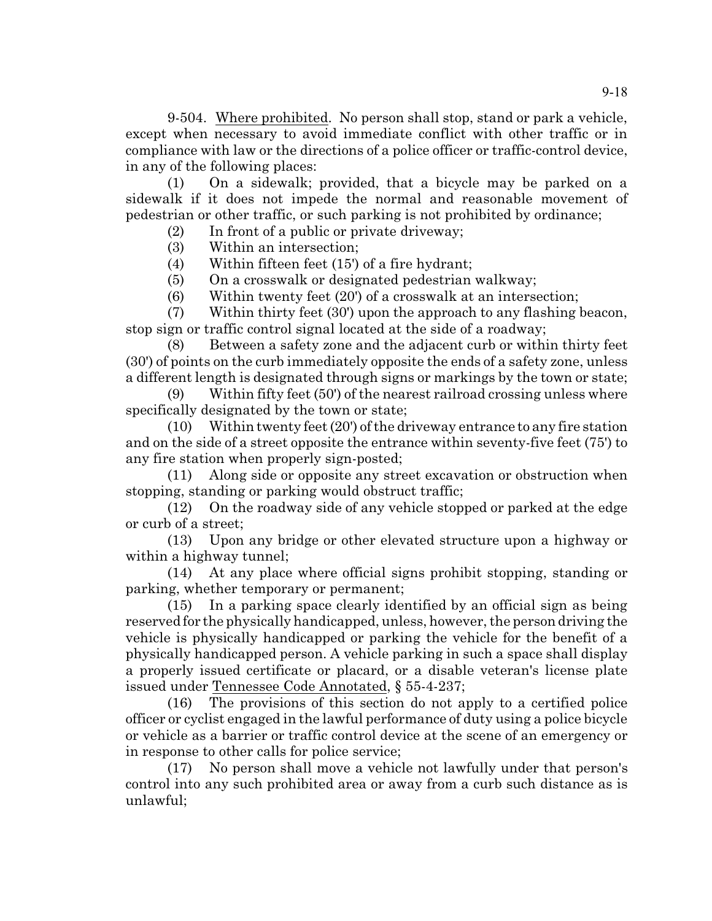9-504. Where prohibited. No person shall stop, stand or park a vehicle, except when necessary to avoid immediate conflict with other traffic or in compliance with law or the directions of a police officer or traffic-control device, in any of the following places:

(1) On a sidewalk; provided, that a bicycle may be parked on a sidewalk if it does not impede the normal and reasonable movement of pedestrian or other traffic, or such parking is not prohibited by ordinance;

(2) In front of a public or private driveway;

(3) Within an intersection;

(4) Within fifteen feet (15') of a fire hydrant;

(5) On a crosswalk or designated pedestrian walkway;

(6) Within twenty feet (20') of a crosswalk at an intersection;

(7) Within thirty feet (30') upon the approach to any flashing beacon, stop sign or traffic control signal located at the side of a roadway;

(8) Between a safety zone and the adjacent curb or within thirty feet (30') of points on the curb immediately opposite the ends of a safety zone, unless a different length is designated through signs or markings by the town or state;

(9) Within fifty feet (50') of the nearest railroad crossing unless where specifically designated by the town or state;

(10) Within twenty feet (20') of the driveway entrance to any fire station and on the side of a street opposite the entrance within seventy-five feet (75') to any fire station when properly sign-posted;

(11) Along side or opposite any street excavation or obstruction when stopping, standing or parking would obstruct traffic;

(12) On the roadway side of any vehicle stopped or parked at the edge or curb of a street;

(13) Upon any bridge or other elevated structure upon a highway or within a highway tunnel;

(14) At any place where official signs prohibit stopping, standing or parking, whether temporary or permanent;

(15) In a parking space clearly identified by an official sign as being reserved for the physically handicapped, unless, however, the person driving the vehicle is physically handicapped or parking the vehicle for the benefit of a physically handicapped person. A vehicle parking in such a space shall display a properly issued certificate or placard, or a disable veteran's license plate issued under Tennessee Code Annotated, § 55-4-237;

(16) The provisions of this section do not apply to a certified police officer or cyclist engaged in the lawful performance of duty using a police bicycle or vehicle as a barrier or traffic control device at the scene of an emergency or in response to other calls for police service;

(17) No person shall move a vehicle not lawfully under that person's control into any such prohibited area or away from a curb such distance as is unlawful;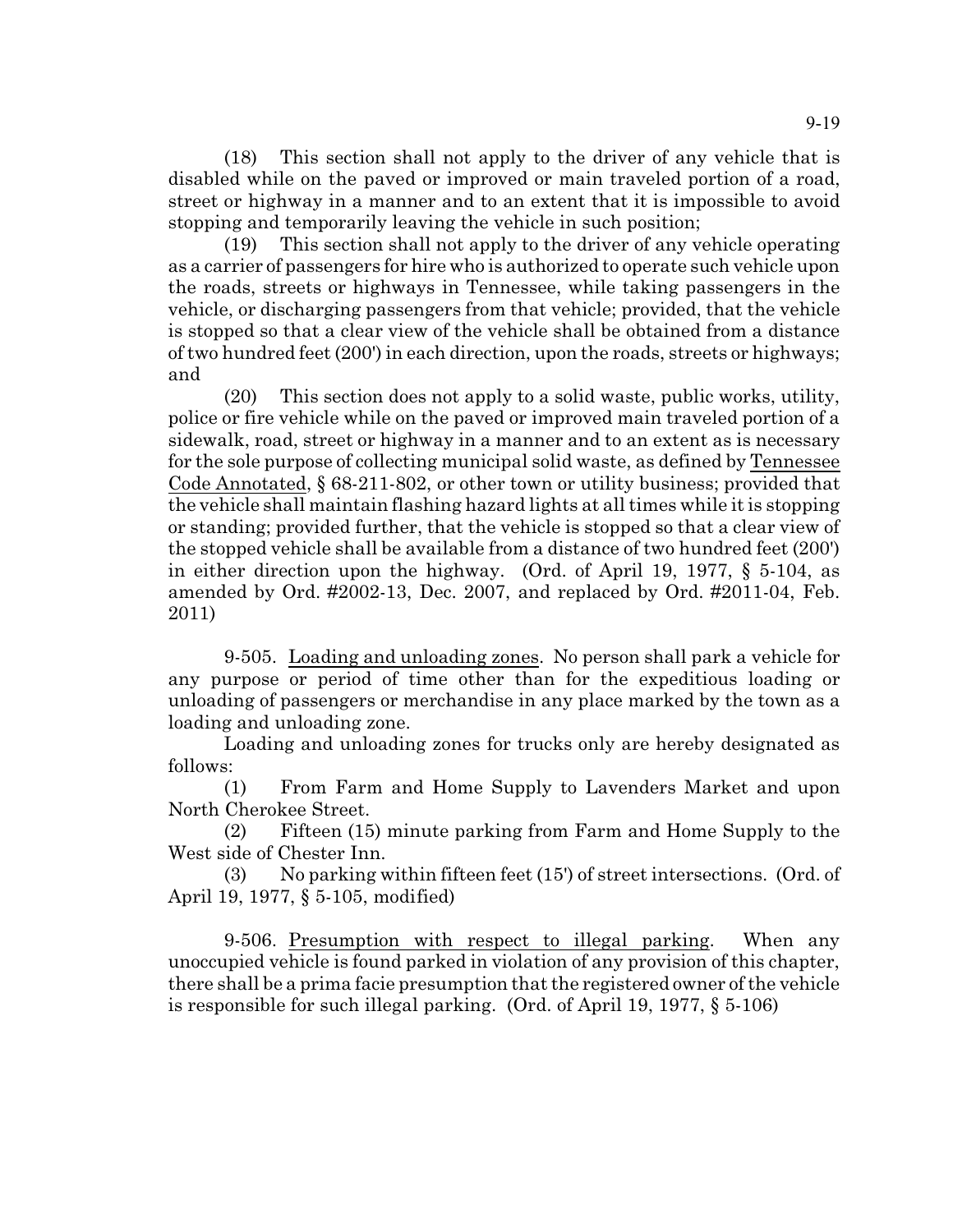(18) This section shall not apply to the driver of any vehicle that is disabled while on the paved or improved or main traveled portion of a road, street or highway in a manner and to an extent that it is impossible to avoid stopping and temporarily leaving the vehicle in such position;

(19) This section shall not apply to the driver of any vehicle operating as a carrier of passengers for hire who is authorized to operate such vehicle upon the roads, streets or highways in Tennessee, while taking passengers in the vehicle, or discharging passengers from that vehicle; provided, that the vehicle is stopped so that a clear view of the vehicle shall be obtained from a distance of two hundred feet (200') in each direction, upon the roads, streets or highways; and

(20) This section does not apply to a solid waste, public works, utility, police or fire vehicle while on the paved or improved main traveled portion of a sidewalk, road, street or highway in a manner and to an extent as is necessary for the sole purpose of collecting municipal solid waste, as defined by Tennessee Code Annotated, § 68-211-802, or other town or utility business; provided that the vehicle shall maintain flashing hazard lights at all times while it is stopping or standing; provided further, that the vehicle is stopped so that a clear view of the stopped vehicle shall be available from a distance of two hundred feet (200') in either direction upon the highway. (Ord. of April 19, 1977, § 5-104, as amended by Ord. #2002-13, Dec. 2007, and replaced by Ord. #2011-04, Feb. 2011)

9-505. Loading and unloading zones. No person shall park a vehicle for any purpose or period of time other than for the expeditious loading or unloading of passengers or merchandise in any place marked by the town as a loading and unloading zone.

Loading and unloading zones for trucks only are hereby designated as follows:

(1) From Farm and Home Supply to Lavenders Market and upon North Cherokee Street.

(2) Fifteen (15) minute parking from Farm and Home Supply to the West side of Chester Inn.

(3) No parking within fifteen feet (15') of street intersections. (Ord. of April 19, 1977, § 5-105, modified)

9-506. Presumption with respect to illegal parking. When any unoccupied vehicle is found parked in violation of any provision of this chapter, there shall be a prima facie presumption that the registered owner of the vehicle is responsible for such illegal parking. (Ord. of April 19, 1977, § 5-106)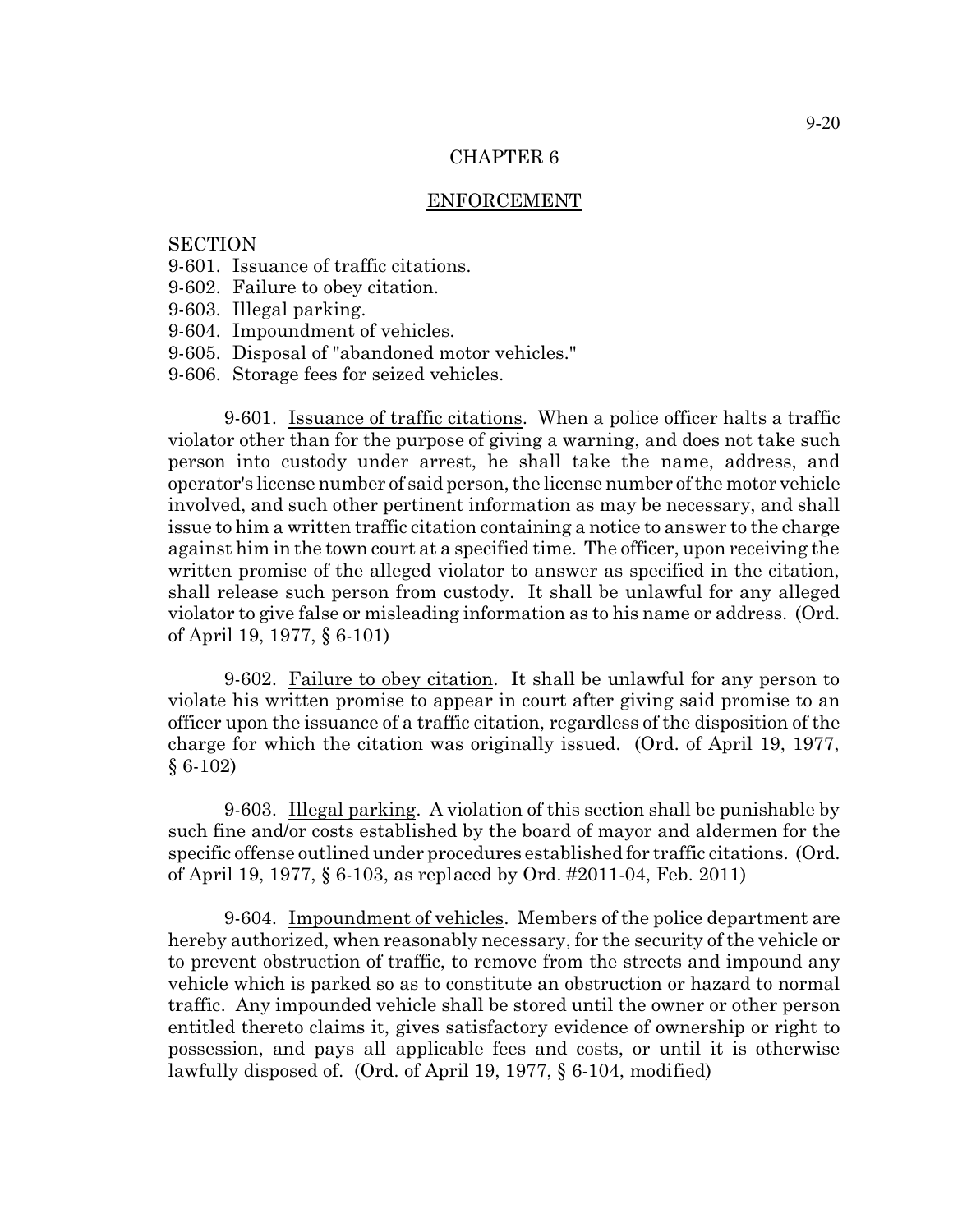# CHAPTER 6

## ENFORCEMENT

SECTION
9-601. Issuance of traffic citations.
9-602. Failure to obey citation.
9-603. Illegal parking.
9-604. Impoundment of vehicles.
9-605. Disposal of "abandoned motor vehicles."
9-606. Storage fees for seized vehicles.

9-601. Issuance of traffic citations. When a police officer halts a traffic violator other than for the purpose of giving a warning, and does not take such person into custody under arrest, he shall take the name, address, and operator's license number of said person, the license number of the motor vehicle involved, and such other pertinent information as may be necessary, and shall issue to him a written traffic citation containing a notice to answer to the charge against him in the town court at a specified time. The officer, upon receiving the written promise of the alleged violator to answer as specified in the citation, shall release such person from custody. It shall be unlawful for any alleged violator to give false or misleading information as to his name or address. (Ord. of April 19, 1977, § 6-101)

9-602. Failure to obey citation. It shall be unlawful for any person to violate his written promise to appear in court after giving said promise to an officer upon the issuance of a traffic citation, regardless of the disposition of the charge for which the citation was originally issued. (Ord. of April 19, 1977, § 6-102)

9-603. Illegal parking. A violation of this section shall be punishable by such fine and/or costs established by the board of mayor and aldermen for the specific offense outlined under procedures established for traffic citations. (Ord. of April 19, 1977, § 6-103, as replaced by Ord. #2011-04, Feb. 2011)

9-604. Impoundment of vehicles. Members of the police department are hereby authorized, when reasonably necessary, for the security of the vehicle or to prevent obstruction of traffic, to remove from the streets and impound any vehicle which is parked so as to constitute an obstruction or hazard to normal traffic. Any impounded vehicle shall be stored until the owner or other person entitled thereto claims it, gives satisfactory evidence of ownership or right to possession, and pays all applicable fees and costs, or until it is otherwise lawfully disposed of. (Ord. of April 19, 1977, § 6-104, modified)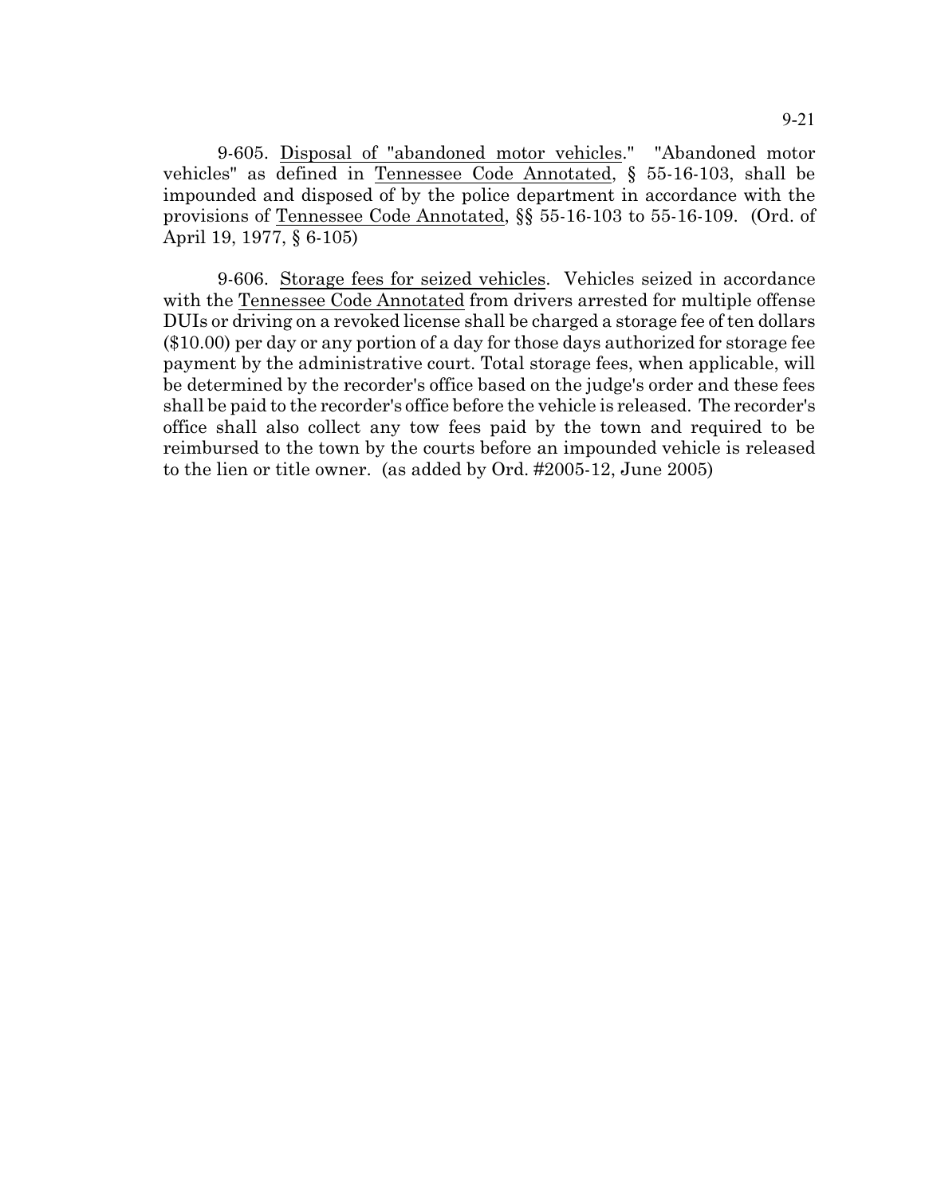9-605. <u>Disposal of "abandoned motor vehicles</u>." "Abandoned motor vehicles" as defined in <u>Tennessee Code Annotated</u>, § 55-16-103, shall be impounded and disposed of by the police department in accordance with the provisions of <u>Tennessee Code Annotated</u>, §§ 55-16-103 to 55-16-109. (Ord. of April 19, 1977, § 6-105)

9-606. <u>Storage fees for seized vehicles</u>. Vehicles seized in accordance with the <u>Tennessee Code Annotated</u> from drivers arrested for multiple offense DUIs or driving on a revoked license shall be charged a storage fee of ten dollars ($10.00) per day or any portion of a day for those days authorized for storage fee payment by the administrative court. Total storage fees, when applicable, will be determined by the recorder's office based on the judge's order and these fees shall be paid to the recorder's office before the vehicle is released. The recorder's office shall also collect any tow fees paid by the town and required to be reimbursed to the town by the courts before an impounded vehicle is released to the lien or title owner. (as added by Ord. #2005-12, June 2005)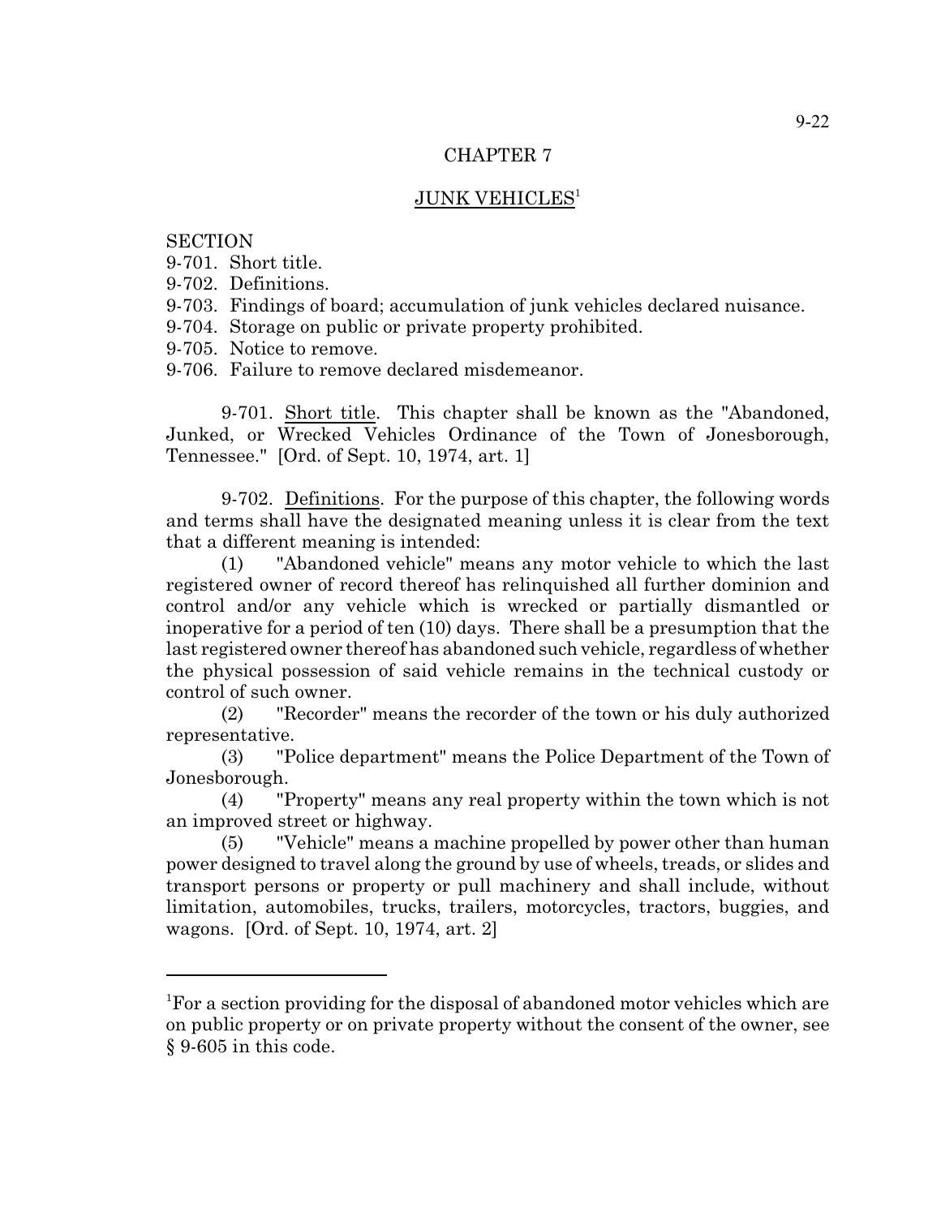# CHAPTER 7

## JUNK VEHICLES[1]

SECTION
9-701. Short title.
9-702. Definitions.
9-703. Findings of board; accumulation of junk vehicles declared nuisance.
9-704. Storage on public or private property prohibited.
9-705. Notice to remove.
9-706. Failure to remove declared misdemeanor.

9-701. Short title. This chapter shall be known as the "Abandoned, Junked, or Wrecked Vehicles Ordinance of the Town of Jonesborough, Tennessee." [Ord. of Sept. 10, 1974, art. 1]

9-702. Definitions. For the purpose of this chapter, the following words and terms shall have the designated meaning unless it is clear from the text that a different meaning is intended:

(1) "Abandoned vehicle" means any motor vehicle to which the last registered owner of record thereof has relinquished all further dominion and control and/or any vehicle which is wrecked or partially dismantled or inoperative for a period of ten (10) days. There shall be a presumption that the last registered owner thereof has abandoned such vehicle, regardless of whether the physical possession of said vehicle remains in the technical custody or control of such owner.

(2) "Recorder" means the recorder of the town or his duly authorized representative.

(3) "Police department" means the Police Department of the Town of Jonesborough.

(4) "Property" means any real property within the town which is not an improved street or highway.

(5) "Vehicle" means a machine propelled by power other than human power designed to travel along the ground by use of wheels, treads, or slides and transport persons or property or pull machinery and shall include, without limitation, automobiles, trucks, trailers, motorcycles, tractors, buggies, and wagons. [Ord. of Sept. 10, 1974, art. 2]

---

[1]For a section providing for the disposal of abandoned motor vehicles which are on public property or on private property without the consent of the owner, see § 9-605 in this code.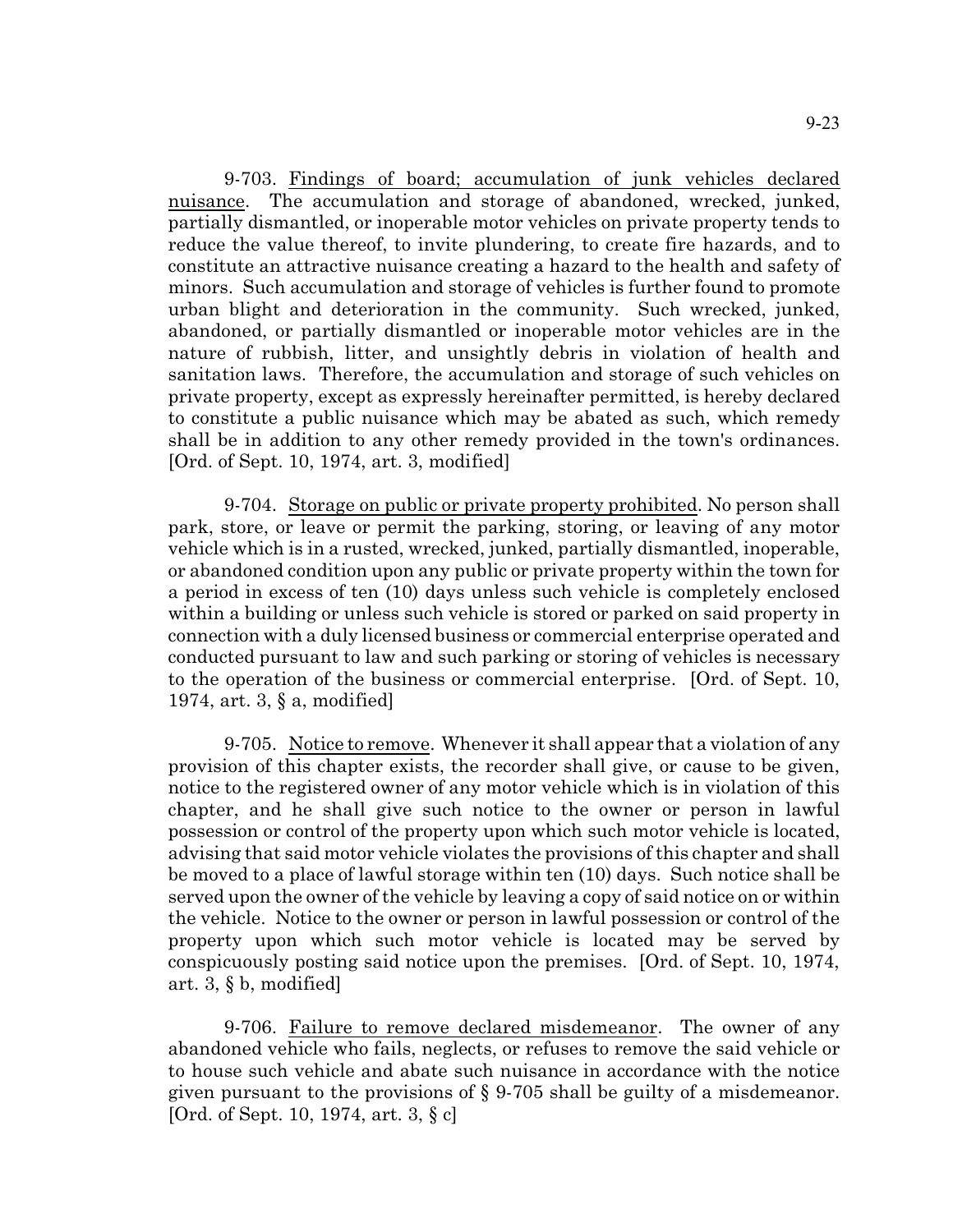9-703. Findings of board; accumulation of junk vehicles declared nuisance. The accumulation and storage of abandoned, wrecked, junked, partially dismantled, or inoperable motor vehicles on private property tends to reduce the value thereof, to invite plundering, to create fire hazards, and to constitute an attractive nuisance creating a hazard to the health and safety of minors. Such accumulation and storage of vehicles is further found to promote urban blight and deterioration in the community. Such wrecked, junked, abandoned, or partially dismantled or inoperable motor vehicles are in the nature of rubbish, litter, and unsightly debris in violation of health and sanitation laws. Therefore, the accumulation and storage of such vehicles on private property, except as expressly hereinafter permitted, is hereby declared to constitute a public nuisance which may be abated as such, which remedy shall be in addition to any other remedy provided in the town's ordinances. [Ord. of Sept. 10, 1974, art. 3, modified]

9-704. Storage on public or private property prohibited. No person shall park, store, or leave or permit the parking, storing, or leaving of any motor vehicle which is in a rusted, wrecked, junked, partially dismantled, inoperable, or abandoned condition upon any public or private property within the town for a period in excess of ten (10) days unless such vehicle is completely enclosed within a building or unless such vehicle is stored or parked on said property in connection with a duly licensed business or commercial enterprise operated and conducted pursuant to law and such parking or storing of vehicles is necessary to the operation of the business or commercial enterprise. [Ord. of Sept. 10, 1974, art. 3, § a, modified]

9-705. Notice to remove. Whenever it shall appear that a violation of any provision of this chapter exists, the recorder shall give, or cause to be given, notice to the registered owner of any motor vehicle which is in violation of this chapter, and he shall give such notice to the owner or person in lawful possession or control of the property upon which such motor vehicle is located, advising that said motor vehicle violates the provisions of this chapter and shall be moved to a place of lawful storage within ten (10) days. Such notice shall be served upon the owner of the vehicle by leaving a copy of said notice on or within the vehicle. Notice to the owner or person in lawful possession or control of the property upon which such motor vehicle is located may be served by conspicuously posting said notice upon the premises. [Ord. of Sept. 10, 1974, art. 3, § b, modified]

9-706. Failure to remove declared misdemeanor. The owner of any abandoned vehicle who fails, neglects, or refuses to remove the said vehicle or to house such vehicle and abate such nuisance in accordance with the notice given pursuant to the provisions of § 9-705 shall be guilty of a misdemeanor. [Ord. of Sept. 10, 1974, art. 3, § c]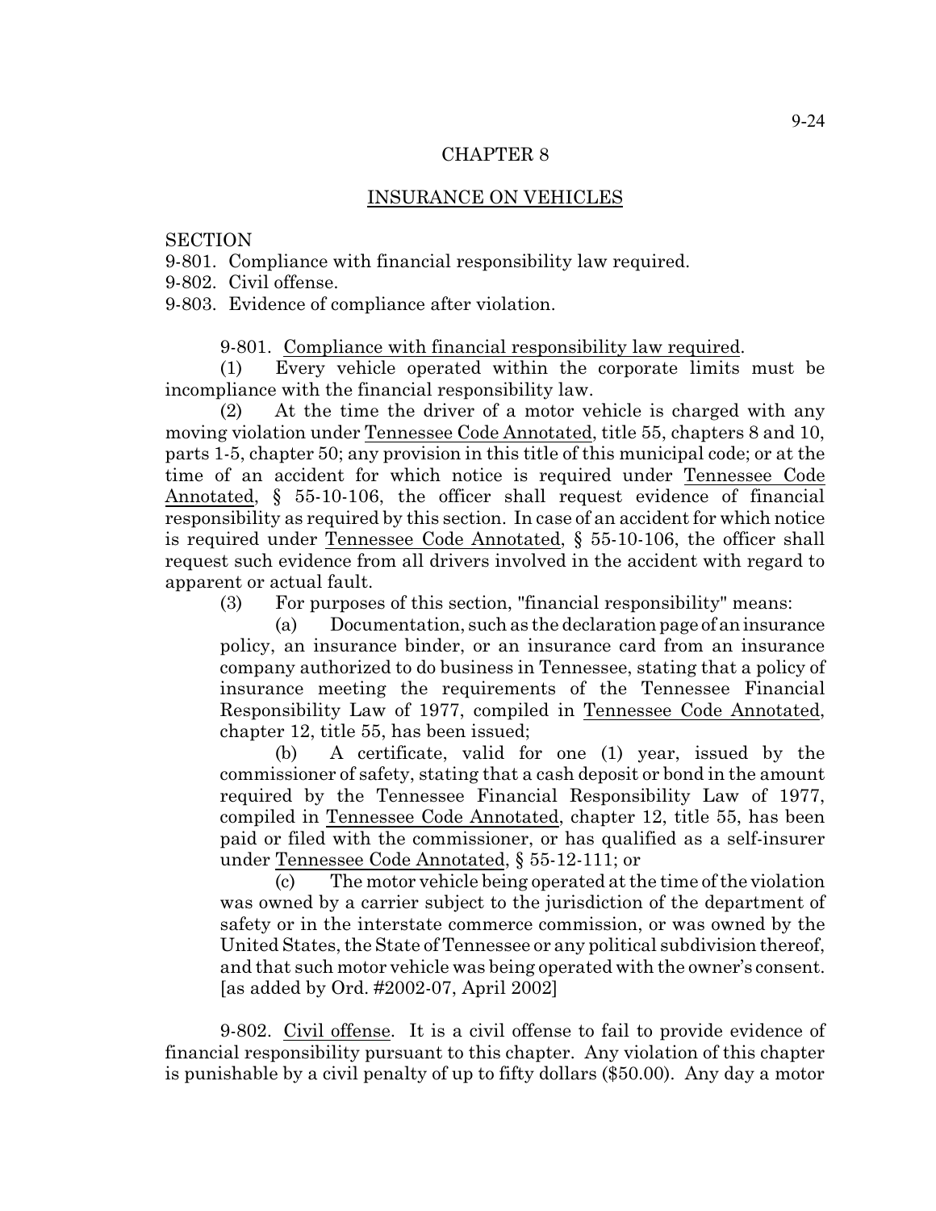# CHAPTER 8

## INSURANCE ON VEHICLES

SECTION

9-801. Compliance with financial responsibility law required.

9-802. Civil offense.

9-803. Evidence of compliance after violation.

9-801. Compliance with financial responsibility law required.

(1) Every vehicle operated within the corporate limits must be incompliance with the financial responsibility law.

(2) At the time the driver of a motor vehicle is charged with any moving violation under Tennessee Code Annotated, title 55, chapters 8 and 10, parts 1-5, chapter 50; any provision in this title of this municipal code; or at the time of an accident for which notice is required under Tennessee Code Annotated, § 55-10-106, the officer shall request evidence of financial responsibility as required by this section. In case of an accident for which notice is required under Tennessee Code Annotated, § 55-10-106, the officer shall request such evidence from all drivers involved in the accident with regard to apparent or actual fault.

(3) For purposes of this section, "financial responsibility" means:

(a) Documentation, such as the declaration page of an insurance policy, an insurance binder, or an insurance card from an insurance company authorized to do business in Tennessee, stating that a policy of insurance meeting the requirements of the Tennessee Financial Responsibility Law of 1977, compiled in Tennessee Code Annotated, chapter 12, title 55, has been issued;

(b) A certificate, valid for one (1) year, issued by the commissioner of safety, stating that a cash deposit or bond in the amount required by the Tennessee Financial Responsibility Law of 1977, compiled in Tennessee Code Annotated, chapter 12, title 55, has been paid or filed with the commissioner, or has qualified as a self-insurer under Tennessee Code Annotated, § 55-12-111; or

(c) The motor vehicle being operated at the time of the violation was owned by a carrier subject to the jurisdiction of the department of safety or in the interstate commerce commission, or was owned by the United States, the State of Tennessee or any political subdivision thereof, and that such motor vehicle was being operated with the owner's consent. [as added by Ord. #2002-07, April 2002]

9-802. Civil offense. It is a civil offense to fail to provide evidence of financial responsibility pursuant to this chapter. Any violation of this chapter is punishable by a civil penalty of up to fifty dollars ($50.00). Any day a motor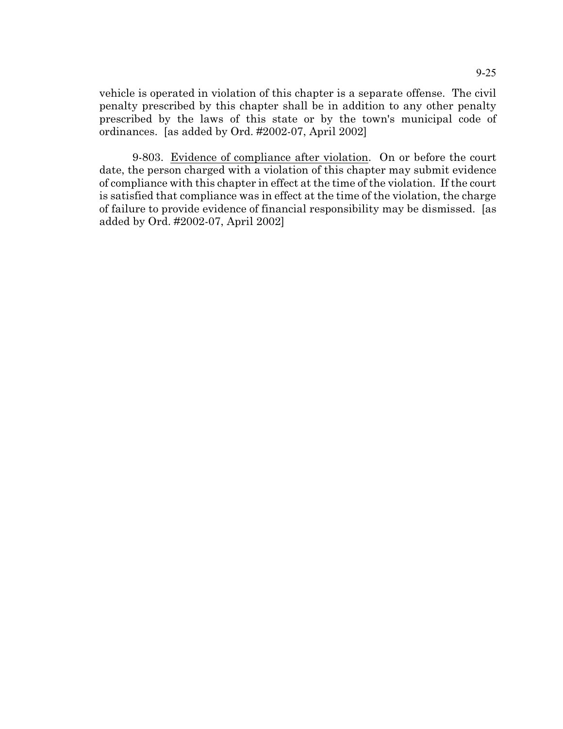vehicle is operated in violation of this chapter is a separate offense. The civil penalty prescribed by this chapter shall be in addition to any other penalty prescribed by the laws of this state or by the town's municipal code of ordinances. [as added by Ord. #2002-07, April 2002]

9-803. <u>Evidence of compliance after violation</u>. On or before the court date, the person charged with a violation of this chapter may submit evidence of compliance with this chapter in effect at the time of the violation. If the court is satisfied that compliance was in effect at the time of the violation, the charge of failure to provide evidence of financial responsibility may be dismissed. [as added by Ord. #2002-07, April 2002]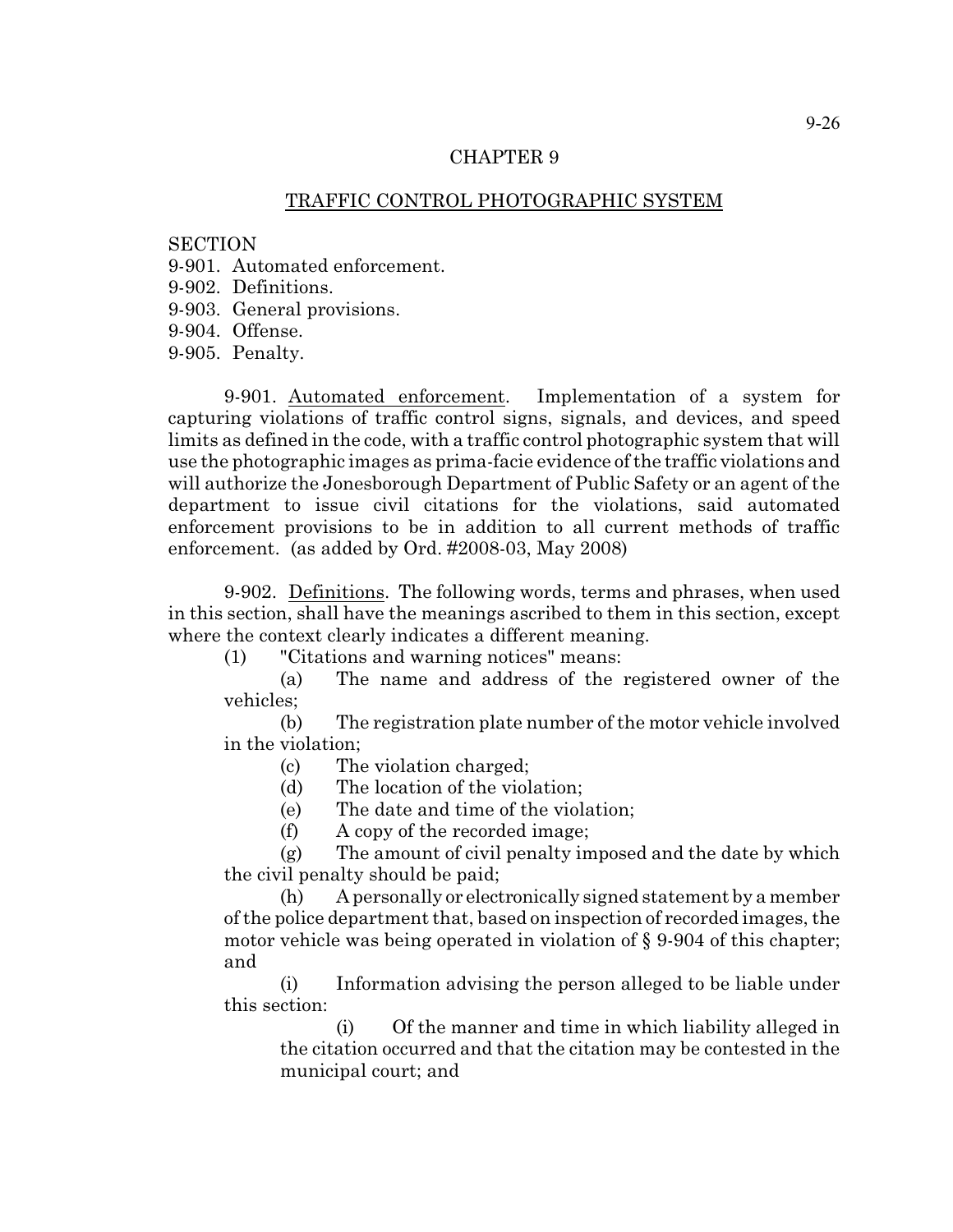# CHAPTER 9

## TRAFFIC CONTROL PHOTOGRAPHIC SYSTEM

SECTION
9-901. Automated enforcement.
9-902. Definitions.
9-903. General provisions.
9-904. Offense.
9-905. Penalty.

9-901. Automated enforcement. Implementation of a system for capturing violations of traffic control signs, signals, and devices, and speed limits as defined in the code, with a traffic control photographic system that will use the photographic images as prima-facie evidence of the traffic violations and will authorize the Jonesborough Department of Public Safety or an agent of the department to issue civil citations for the violations, said automated enforcement provisions to be in addition to all current methods of traffic enforcement. (as added by Ord. #2008-03, May 2008)

9-902. Definitions. The following words, terms and phrases, when used in this section, shall have the meanings ascribed to them in this section, except where the context clearly indicates a different meaning.

(1) "Citations and warning notices" means:

(a) The name and address of the registered owner of the vehicles;

(b) The registration plate number of the motor vehicle involved in the violation;

(c) The violation charged;

(d) The location of the violation;

(e) The date and time of the violation;

(f) A copy of the recorded image;

(g) The amount of civil penalty imposed and the date by which the civil penalty should be paid;

(h) A personally or electronically signed statement by a member of the police department that, based on inspection of recorded images, the motor vehicle was being operated in violation of § 9-904 of this chapter; and

(i) Information advising the person alleged to be liable under this section:

(i) Of the manner and time in which liability alleged in the citation occurred and that the citation may be contested in the municipal court; and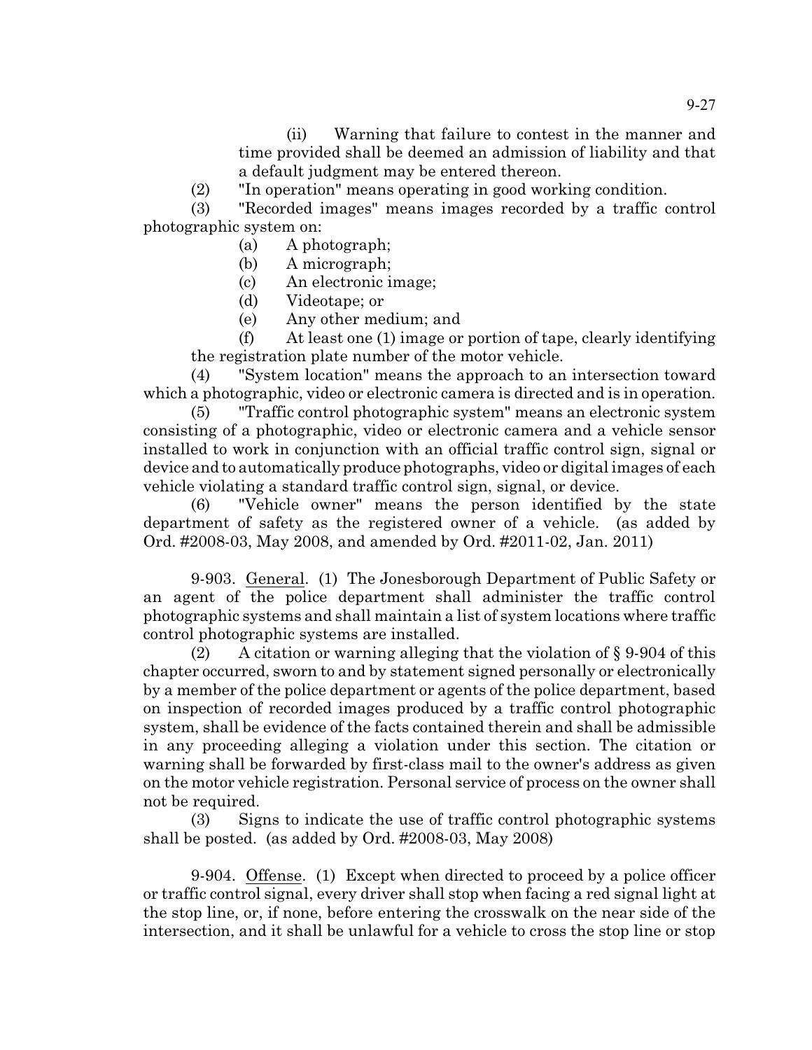(ii) Warning that failure to contest in the manner and time provided shall be deemed an admission of liability and that a default judgment may be entered thereon.

(2) "In operation" means operating in good working condition.

(3) "Recorded images" means images recorded by a traffic control photographic system on:

(a) A photograph;

(b) A micrograph;

(c) An electronic image;

(d) Videotape; or

(e) Any other medium; and

(f) At least one (1) image or portion of tape, clearly identifying the registration plate number of the motor vehicle.

(4) "System location" means the approach to an intersection toward which a photographic, video or electronic camera is directed and is in operation.

(5) "Traffic control photographic system" means an electronic system consisting of a photographic, video or electronic camera and a vehicle sensor installed to work in conjunction with an official traffic control sign, signal or device and to automatically produce photographs, video or digital images of each vehicle violating a standard traffic control sign, signal, or device.

(6) "Vehicle owner" means the person identified by the state department of safety as the registered owner of a vehicle. (as added by Ord. #2008-03, May 2008, and amended by Ord. #2011-02, Jan. 2011)

9-903. General. (1) The Jonesborough Department of Public Safety or an agent of the police department shall administer the traffic control photographic systems and shall maintain a list of system locations where traffic control photographic systems are installed.

(2) A citation or warning alleging that the violation of § 9-904 of this chapter occurred, sworn to and by statement signed personally or electronically by a member of the police department or agents of the police department, based on inspection of recorded images produced by a traffic control photographic system, shall be evidence of the facts contained therein and shall be admissible in any proceeding alleging a violation under this section. The citation or warning shall be forwarded by first-class mail to the owner's address as given on the motor vehicle registration. Personal service of process on the owner shall not be required.

(3) Signs to indicate the use of traffic control photographic systems shall be posted. (as added by Ord. #2008-03, May 2008)

9-904. Offense. (1) Except when directed to proceed by a police officer or traffic control signal, every driver shall stop when facing a red signal light at the stop line, or, if none, before entering the crosswalk on the near side of the intersection, and it shall be unlawful for a vehicle to cross the stop line or stop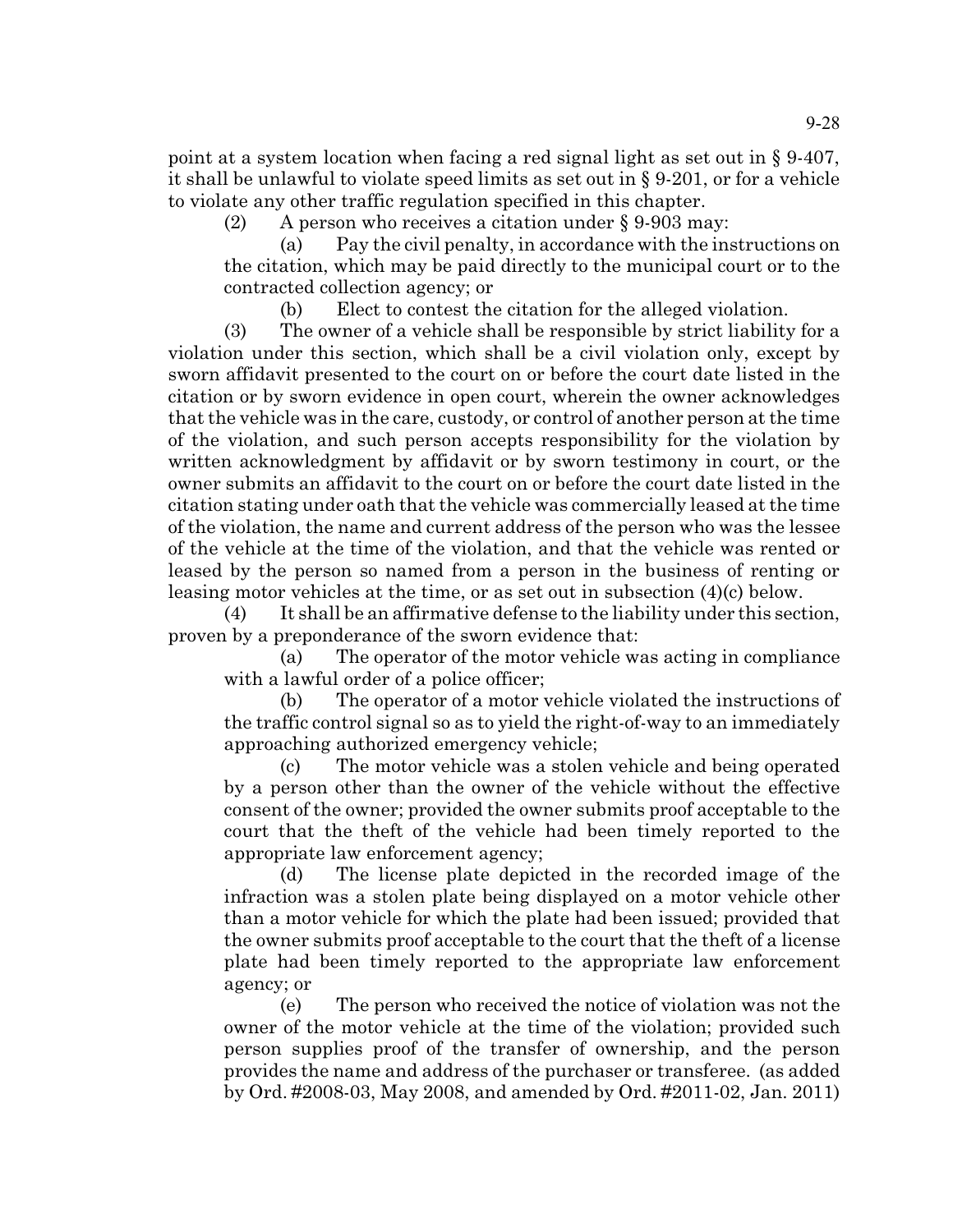point at a system location when facing a red signal light as set out in § 9-407, it shall be unlawful to violate speed limits as set out in § 9-201, or for a vehicle to violate any other traffic regulation specified in this chapter.

(2) A person who receives a citation under § 9-903 may:

(a) Pay the civil penalty, in accordance with the instructions on the citation, which may be paid directly to the municipal court or to the contracted collection agency; or

(b) Elect to contest the citation for the alleged violation.

(3) The owner of a vehicle shall be responsible by strict liability for a violation under this section, which shall be a civil violation only, except by sworn affidavit presented to the court on or before the court date listed in the citation or by sworn evidence in open court, wherein the owner acknowledges that the vehicle was in the care, custody, or control of another person at the time of the violation, and such person accepts responsibility for the violation by written acknowledgment by affidavit or by sworn testimony in court, or the owner submits an affidavit to the court on or before the court date listed in the citation stating under oath that the vehicle was commercially leased at the time of the violation, the name and current address of the person who was the lessee of the vehicle at the time of the violation, and that the vehicle was rented or leased by the person so named from a person in the business of renting or leasing motor vehicles at the time, or as set out in subsection (4)(c) below.

(4) It shall be an affirmative defense to the liability under this section, proven by a preponderance of the sworn evidence that:

(a) The operator of the motor vehicle was acting in compliance with a lawful order of a police officer;

(b) The operator of a motor vehicle violated the instructions of the traffic control signal so as to yield the right-of-way to an immediately approaching authorized emergency vehicle;

(c) The motor vehicle was a stolen vehicle and being operated by a person other than the owner of the vehicle without the effective consent of the owner; provided the owner submits proof acceptable to the court that the theft of the vehicle had been timely reported to the appropriate law enforcement agency;

(d) The license plate depicted in the recorded image of the infraction was a stolen plate being displayed on a motor vehicle other than a motor vehicle for which the plate had been issued; provided that the owner submits proof acceptable to the court that the theft of a license plate had been timely reported to the appropriate law enforcement agency; or

(e) The person who received the notice of violation was not the owner of the motor vehicle at the time of the violation; provided such person supplies proof of the transfer of ownership, and the person provides the name and address of the purchaser or transferee. (as added by Ord. #2008-03, May 2008, and amended by Ord. #2011-02, Jan. 2011)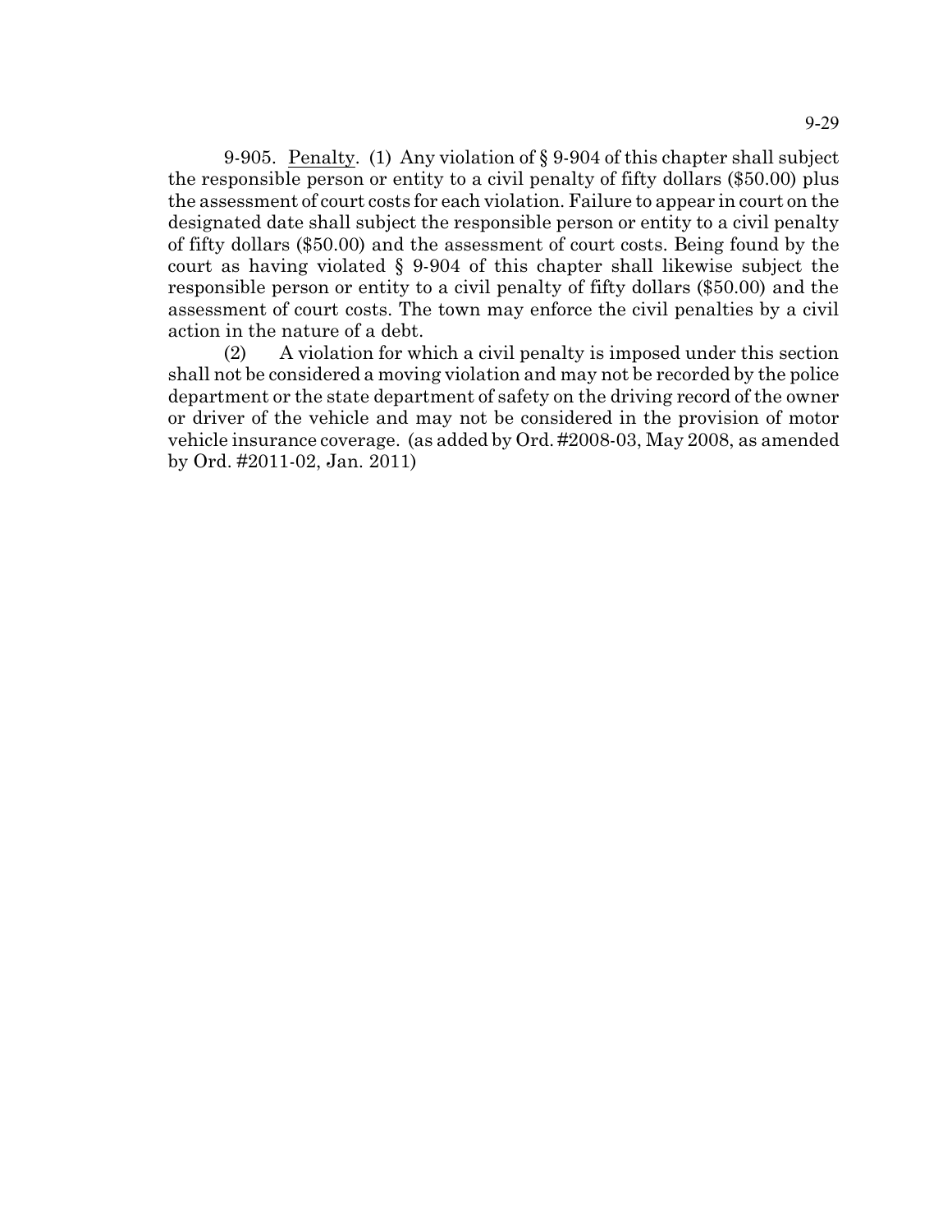9-905. Penalty. (1) Any violation of § 9-904 of this chapter shall subject the responsible person or entity to a civil penalty of fifty dollars ($50.00) plus the assessment of court costs for each violation. Failure to appear in court on the designated date shall subject the responsible person or entity to a civil penalty of fifty dollars ($50.00) and the assessment of court costs. Being found by the court as having violated § 9-904 of this chapter shall likewise subject the responsible person or entity to a civil penalty of fifty dollars ($50.00) and the assessment of court costs. The town may enforce the civil penalties by a civil action in the nature of a debt.

(2) A violation for which a civil penalty is imposed under this section shall not be considered a moving violation and may not be recorded by the police department or the state department of safety on the driving record of the owner or driver of the vehicle and may not be considered in the provision of motor vehicle insurance coverage. (as added by Ord. #2008-03, May 2008, as amended by Ord. #2011-02, Jan. 2011)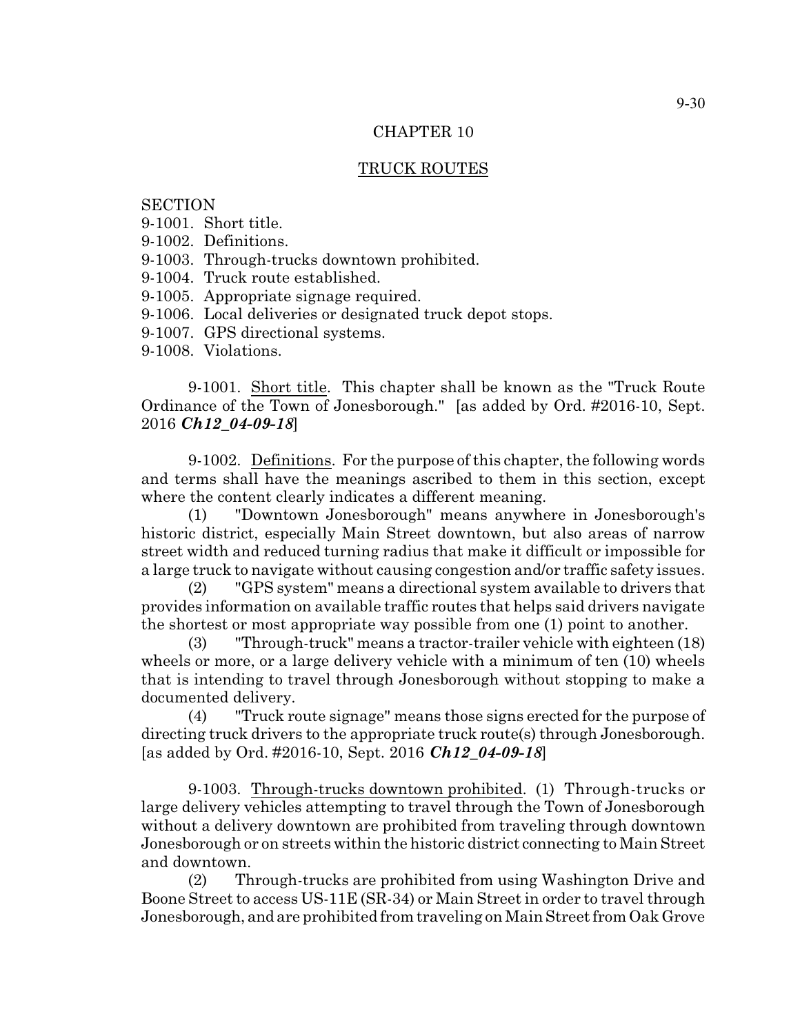# CHAPTER 10

## TRUCK ROUTES

SECTION
9-1001. Short title.
9-1002. Definitions.
9-1003. Through-trucks downtown prohibited.
9-1004. Truck route established.
9-1005. Appropriate signage required.
9-1006. Local deliveries or designated truck depot stops.
9-1007. GPS directional systems.
9-1008. Violations.

9-1001. Short title. This chapter shall be known as the "Truck Route Ordinance of the Town of Jonesborough." [as added by Ord. #2016-10, Sept. 2016 ***Ch12_04-09-18***]

9-1002. Definitions. For the purpose of this chapter, the following words and terms shall have the meanings ascribed to them in this section, except where the content clearly indicates a different meaning.

(1) "Downtown Jonesborough" means anywhere in Jonesborough's historic district, especially Main Street downtown, but also areas of narrow street width and reduced turning radius that make it difficult or impossible for a large truck to navigate without causing congestion and/or traffic safety issues.

(2) "GPS system" means a directional system available to drivers that provides information on available traffic routes that helps said drivers navigate the shortest or most appropriate way possible from one (1) point to another.

(3) "Through-truck" means a tractor-trailer vehicle with eighteen (18) wheels or more, or a large delivery vehicle with a minimum of ten (10) wheels that is intending to travel through Jonesborough without stopping to make a documented delivery.

(4) "Truck route signage" means those signs erected for the purpose of directing truck drivers to the appropriate truck route(s) through Jonesborough. [as added by Ord. #2016-10, Sept. 2016 ***Ch12_04-09-18***]

9-1003. Through-trucks downtown prohibited. (1) Through-trucks or large delivery vehicles attempting to travel through the Town of Jonesborough without a delivery downtown are prohibited from traveling through downtown Jonesborough or on streets within the historic district connecting to Main Street and downtown.

(2) Through-trucks are prohibited from using Washington Drive and Boone Street to access US-11E (SR-34) or Main Street in order to travel through Jonesborough, and are prohibited from traveling on Main Street from Oak Grove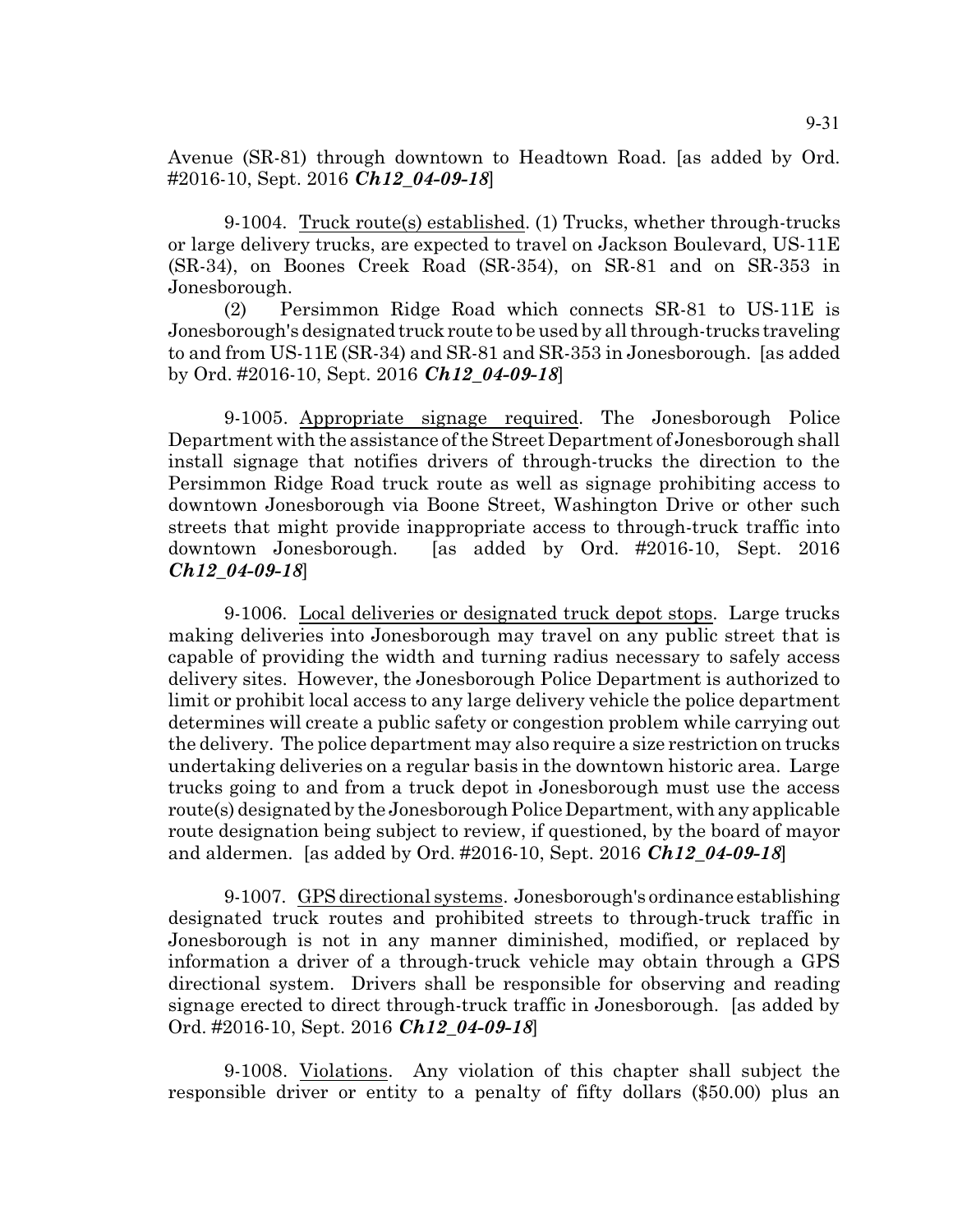Avenue (SR-81) through downtown to Headtown Road. [as added by Ord. #2016-10, Sept. 2016 ***Ch12_04-09-18***]

9-1004. Truck route(s) established. (1) Trucks, whether through-trucks or large delivery trucks, are expected to travel on Jackson Boulevard, US-11E (SR-34), on Boones Creek Road (SR-354), on SR-81 and on SR-353 in Jonesborough.

(2) Persimmon Ridge Road which connects SR-81 to US-11E is Jonesborough's designated truck route to be used by all through-trucks traveling to and from US-11E (SR-34) and SR-81 and SR-353 in Jonesborough. [as added by Ord. #2016-10, Sept. 2016 ***Ch12_04-09-18***]

9-1005. Appropriate signage required. The Jonesborough Police Department with the assistance of the Street Department of Jonesborough shall install signage that notifies drivers of through-trucks the direction to the Persimmon Ridge Road truck route as well as signage prohibiting access to downtown Jonesborough via Boone Street, Washington Drive or other such streets that might provide inappropriate access to through-truck traffic into downtown Jonesborough. [as added by Ord. #2016-10, Sept. 2016 ***Ch12_04-09-18***]

9-1006. Local deliveries or designated truck depot stops. Large trucks making deliveries into Jonesborough may travel on any public street that is capable of providing the width and turning radius necessary to safely access delivery sites. However, the Jonesborough Police Department is authorized to limit or prohibit local access to any large delivery vehicle the police department determines will create a public safety or congestion problem while carrying out the delivery. The police department may also require a size restriction on trucks undertaking deliveries on a regular basis in the downtown historic area. Large trucks going to and from a truck depot in Jonesborough must use the access route(s) designated by the Jonesborough Police Department, with any applicable route designation being subject to review, if questioned, by the board of mayor and aldermen. [as added by Ord. #2016-10, Sept. 2016 ***Ch12_04-09-18***]

9-1007. GPS directional systems. Jonesborough's ordinance establishing designated truck routes and prohibited streets to through-truck traffic in Jonesborough is not in any manner diminished, modified, or replaced by information a driver of a through-truck vehicle may obtain through a GPS directional system. Drivers shall be responsible for observing and reading signage erected to direct through-truck traffic in Jonesborough. [as added by Ord. #2016-10, Sept. 2016 ***Ch12_04-09-18***]

9-1008. Violations. Any violation of this chapter shall subject the responsible driver or entity to a penalty of fifty dollars ($50.00) plus an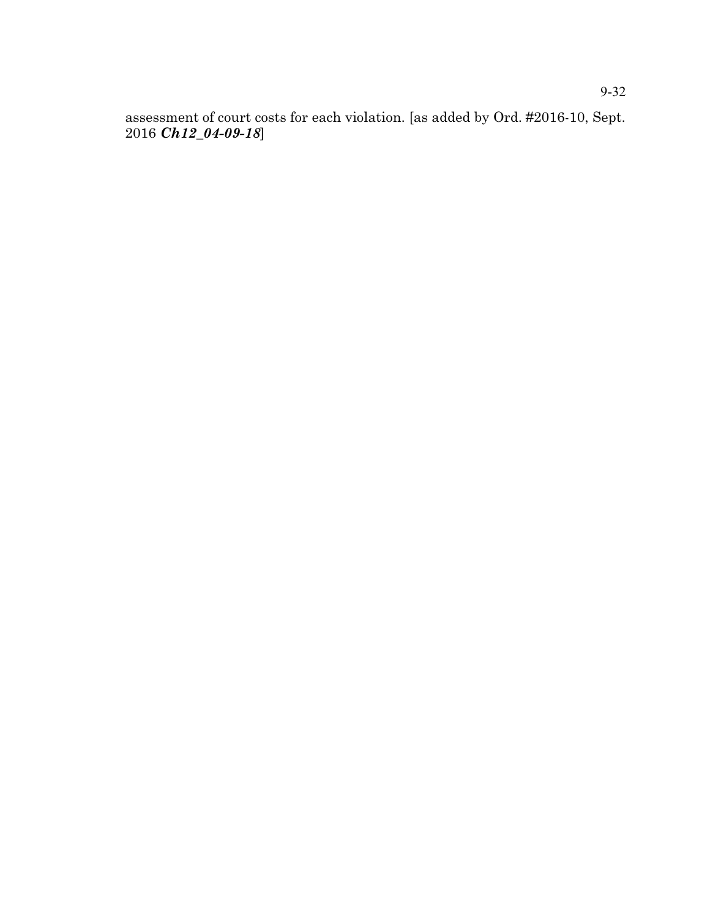assessment of court costs for each violation. [as added by Ord. #2016-10, Sept. 2016 ***Ch12_04-09-18***]